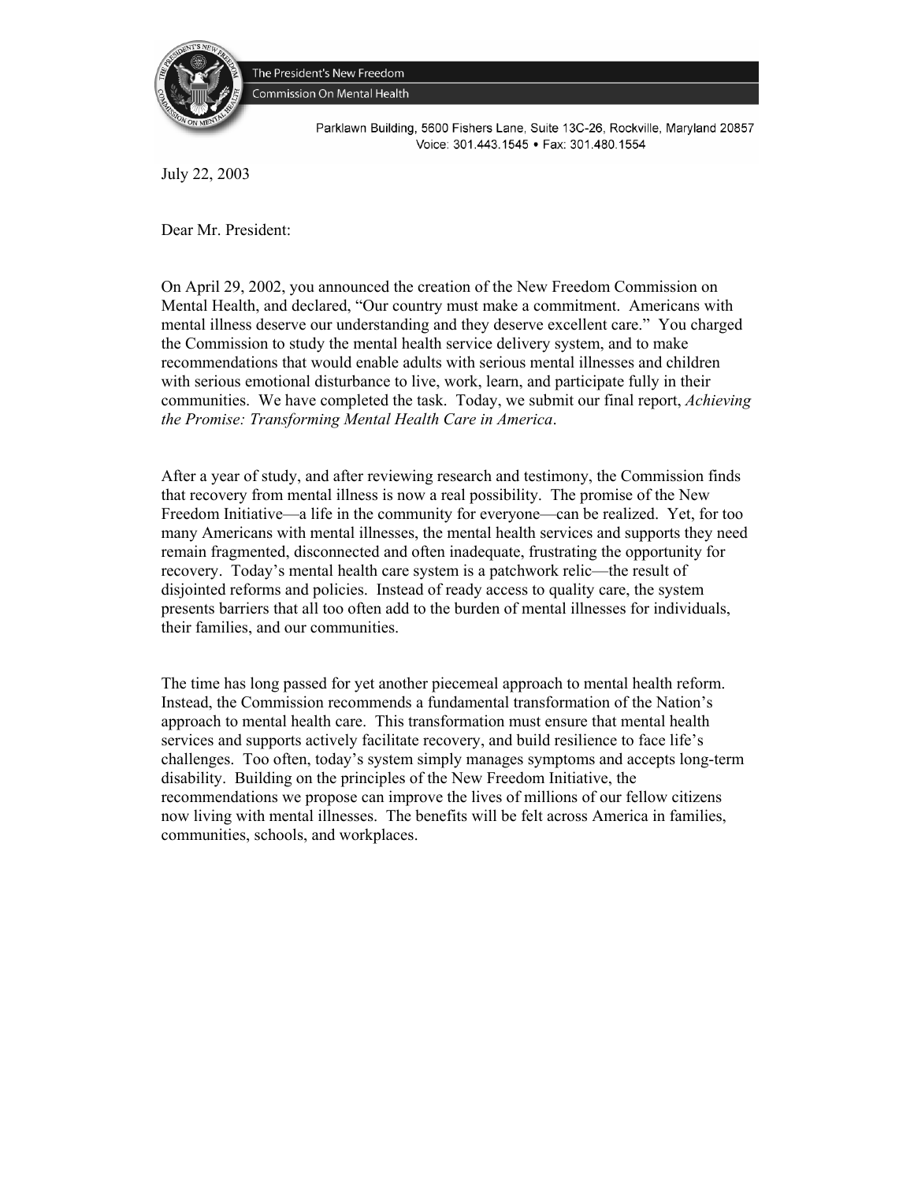The President's New Freedom Commission On Mental Health

Parklawn Building, 5600 Fishers Lane, Suite 13C-26, Rockville, Maryland 20857
Voice: 301.443.1545 • Fax: 301.480.1554

July 22, 2003

Dear Mr. President:

On April 29, 2002, you announced the creation of the New Freedom Commission on Mental Health, and declared, "Our country must make a commitment. Americans with mental illness deserve our understanding and they deserve excellent care." You charged the Commission to study the mental health service delivery system, and to make recommendations that would enable adults with serious mental illnesses and children with serious emotional disturbance to live, work, learn, and participate fully in their communities. We have completed the task. Today, we submit our final report, *Achieving the Promise: Transforming Mental Health Care in America*.

After a year of study, and after reviewing research and testimony, the Commission finds that recovery from mental illness is now a real possibility. The promise of the New Freedom Initiative—a life in the community for everyone—can be realized. Yet, for too many Americans with mental illnesses, the mental health services and supports they need remain fragmented, disconnected and often inadequate, frustrating the opportunity for recovery. Today's mental health care system is a patchwork relic—the result of disjointed reforms and policies. Instead of ready access to quality care, the system presents barriers that all too often add to the burden of mental illnesses for individuals, their families, and our communities.

The time has long passed for yet another piecemeal approach to mental health reform. Instead, the Commission recommends a fundamental transformation of the Nation's approach to mental health care. This transformation must ensure that mental health services and supports actively facilitate recovery, and build resilience to face life's challenges. Too often, today's system simply manages symptoms and accepts long-term disability. Building on the principles of the New Freedom Initiative, the recommendations we propose can improve the lives of millions of our fellow citizens now living with mental illnesses. The benefits will be felt across America in families, communities, schools, and workplaces.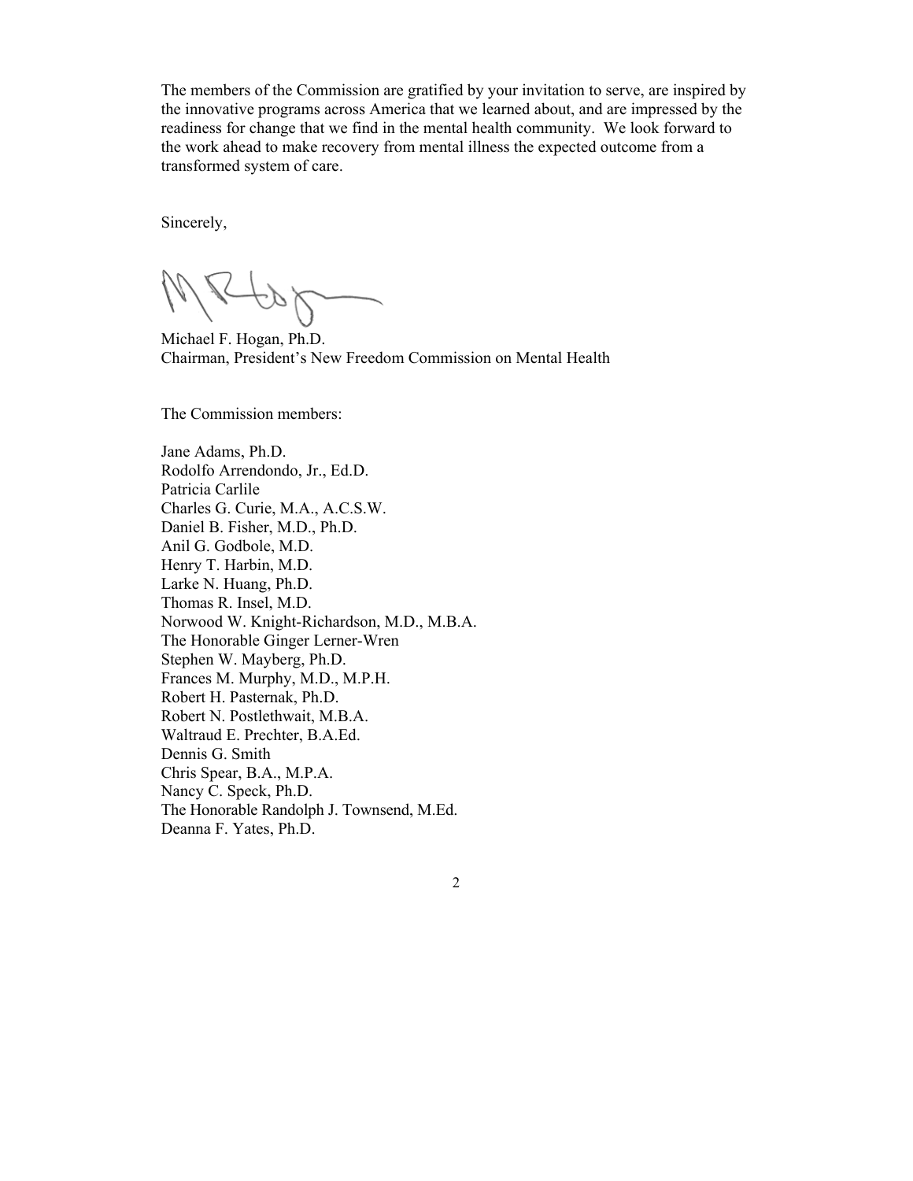The members of the Commission are gratified by your invitation to serve, are inspired by the innovative programs across America that we learned about, and are impressed by the readiness for change that we find in the mental health community. We look forward to the work ahead to make recovery from mental illness the expected outcome from a transformed system of care.

Sincerely,

Michael F. Hogan, Ph.D.
Chairman, President's New Freedom Commission on Mental Health

The Commission members:

Jane Adams, Ph.D.
Rodolfo Arrendondo, Jr., Ed.D.
Patricia Carlile
Charles G. Curie, M.A., A.C.S.W.
Daniel B. Fisher, M.D., Ph.D.
Anil G. Godbole, M.D.
Henry T. Harbin, M.D.
Larke N. Huang, Ph.D.
Thomas R. Insel, M.D.
Norwood W. Knight-Richardson, M.D., M.B.A.
The Honorable Ginger Lerner-Wren
Stephen W. Mayberg, Ph.D.
Frances M. Murphy, M.D., M.P.H.
Robert H. Pasternak, Ph.D.
Robert N. Postlethwait, M.B.A.
Waltraud E. Prechter, B.A.Ed.
Dennis G. Smith
Chris Spear, B.A., M.P.A.
Nancy C. Speck, Ph.D.
The Honorable Randolph J. Townsend, M.Ed.
Deanna F. Yates, Ph.D.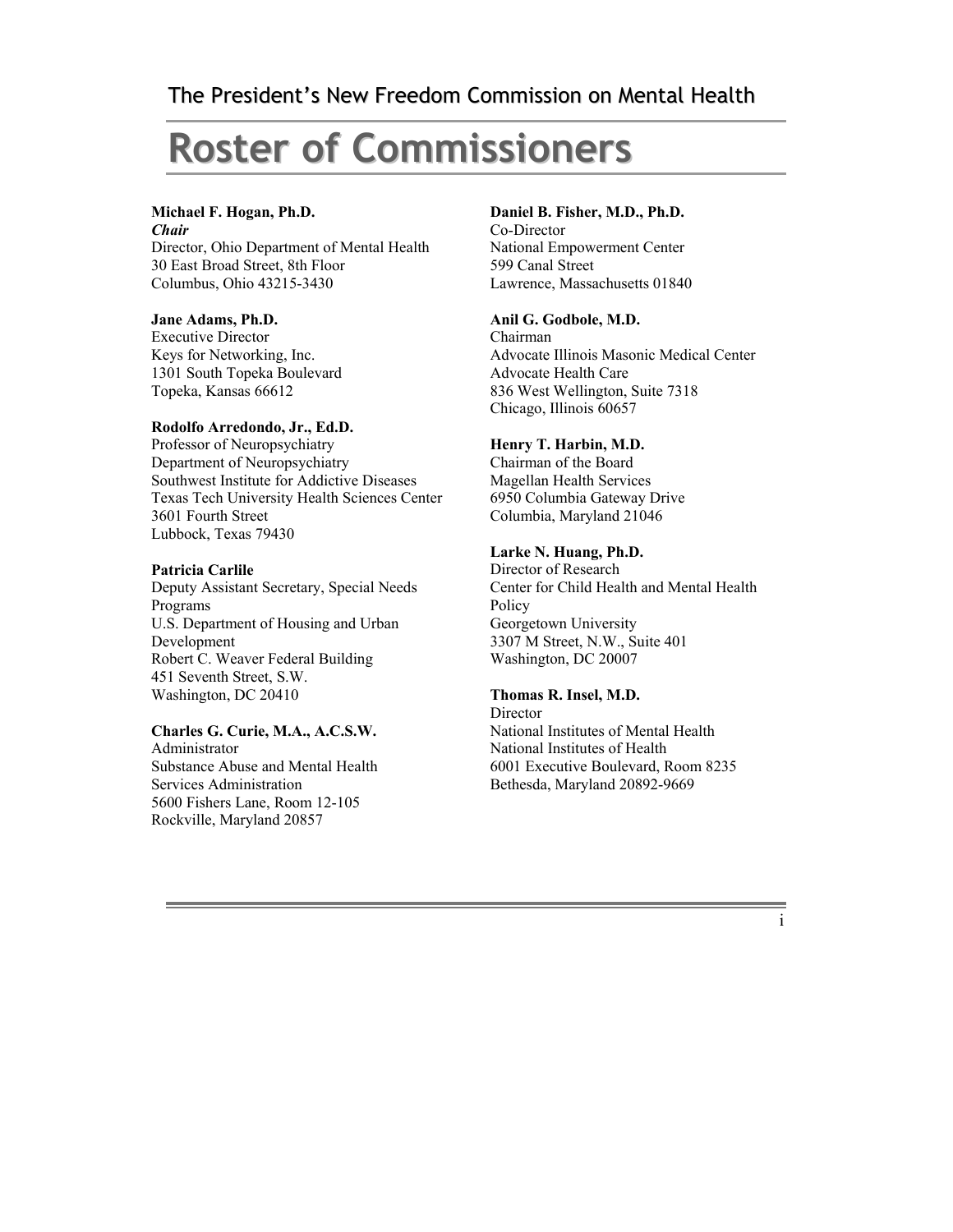The President's New Freedom Commission on Mental Health

# Roster of Commissioners

**Michael F. Hogan, Ph.D.**
***Chair***
Director, Ohio Department of Mental Health
30 East Broad Street, 8th Floor
Columbus, Ohio 43215-3430

**Jane Adams, Ph.D.**
Executive Director
Keys for Networking, Inc.
1301 South Topeka Boulevard
Topeka, Kansas 66612

**Rodolfo Arredondo, Jr., Ed.D.**
Professor of Neuropsychiatry
Department of Neuropsychiatry
Southwest Institute for Addictive Diseases
Texas Tech University Health Sciences Center
3601 Fourth Street
Lubbock, Texas 79430

**Patricia Carlile**
Deputy Assistant Secretary, Special Needs Programs
U.S. Department of Housing and Urban Development
Robert C. Weaver Federal Building
451 Seventh Street, S.W.
Washington, DC 20410

**Charles G. Curie, M.A., A.C.S.W.**
Administrator
Substance Abuse and Mental Health Services Administration
5600 Fishers Lane, Room 12-105
Rockville, Maryland 20857

**Daniel B. Fisher, M.D., Ph.D.**
Co-Director
National Empowerment Center
599 Canal Street
Lawrence, Massachusetts 01840

**Anil G. Godbole, M.D.**
Chairman
Advocate Illinois Masonic Medical Center
Advocate Health Care
836 West Wellington, Suite 7318
Chicago, Illinois 60657

**Henry T. Harbin, M.D.**
Chairman of the Board
Magellan Health Services
6950 Columbia Gateway Drive
Columbia, Maryland 21046

**Larke N. Huang, Ph.D.**
Director of Research
Center for Child Health and Mental Health Policy
Georgetown University
3307 M Street, N.W., Suite 401
Washington, DC 20007

**Thomas R. Insel, M.D.**
Director
National Institutes of Mental Health
National Institutes of Health
6001 Executive Boulevard, Room 8235
Bethesda, Maryland 20892-9669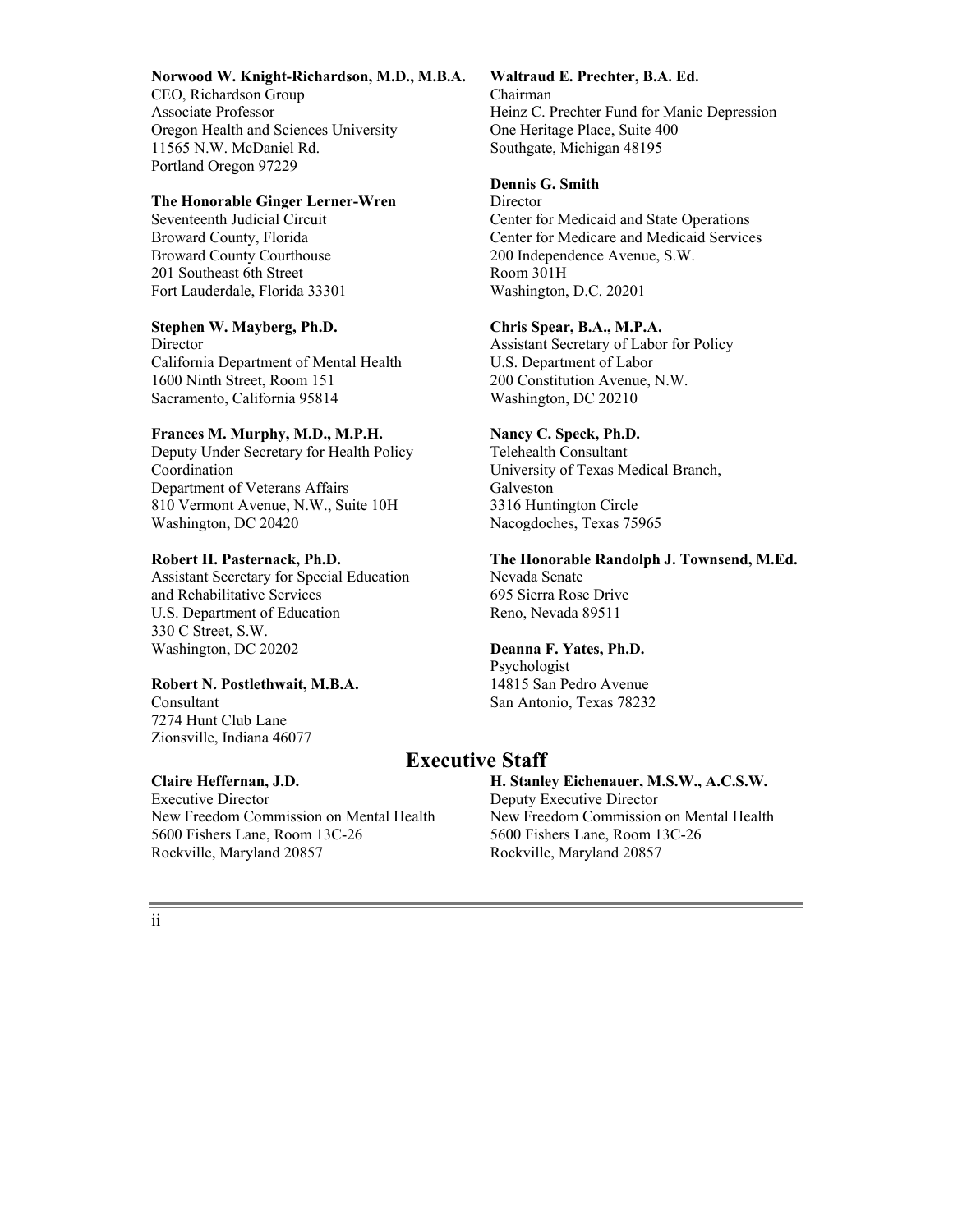**Norwood W. Knight-Richardson, M.D., M.B.A.**
CEO, Richardson Group
Associate Professor
Oregon Health and Sciences University
11565 N.W. McDaniel Rd.
Portland Oregon 97229

**The Honorable Ginger Lerner-Wren**
Seventeenth Judicial Circuit
Broward County, Florida
Broward County Courthouse
201 Southeast 6th Street
Fort Lauderdale, Florida 33301

**Stephen W. Mayberg, Ph.D.**
Director
California Department of Mental Health
1600 Ninth Street, Room 151
Sacramento, California 95814

**Frances M. Murphy, M.D., M.P.H.**
Deputy Under Secretary for Health Policy Coordination
Department of Veterans Affairs
810 Vermont Avenue, N.W., Suite 10H
Washington, DC 20420

**Robert H. Pasternack, Ph.D.**
Assistant Secretary for Special Education and Rehabilitative Services
U.S. Department of Education
330 C Street, S.W.
Washington, DC 20202

**Robert N. Postlethwait, M.B.A.**
Consultant
7274 Hunt Club Lane
Zionsville, Indiana 46077

**Waltraud E. Prechter, B.A. Ed.**
Chairman
Heinz C. Prechter Fund for Manic Depression
One Heritage Place, Suite 400
Southgate, Michigan 48195

**Dennis G. Smith**
Director
Center for Medicaid and State Operations
Center for Medicare and Medicaid Services
200 Independence Avenue, S.W.
Room 301H
Washington, D.C. 20201

**Chris Spear, B.A., M.P.A.**
Assistant Secretary of Labor for Policy
U.S. Department of Labor
200 Constitution Avenue, N.W.
Washington, DC 20210

**Nancy C. Speck, Ph.D.**
Telehealth Consultant
University of Texas Medical Branch, Galveston
3316 Huntington Circle
Nacogdoches, Texas 75965

**The Honorable Randolph J. Townsend, M.Ed.**
Nevada Senate
695 Sierra Rose Drive
Reno, Nevada 89511

**Deanna F. Yates, Ph.D.**
Psychologist
14815 San Pedro Avenue
San Antonio, Texas 78232

## Executive Staff

**Claire Heffernan, J.D.**
Executive Director
New Freedom Commission on Mental Health
5600 Fishers Lane, Room 13C-26
Rockville, Maryland 20857

**H. Stanley Eichenauer, M.S.W., A.C.S.W.**
Deputy Executive Director
New Freedom Commission on Mental Health
5600 Fishers Lane, Room 13C-26
Rockville, Maryland 20857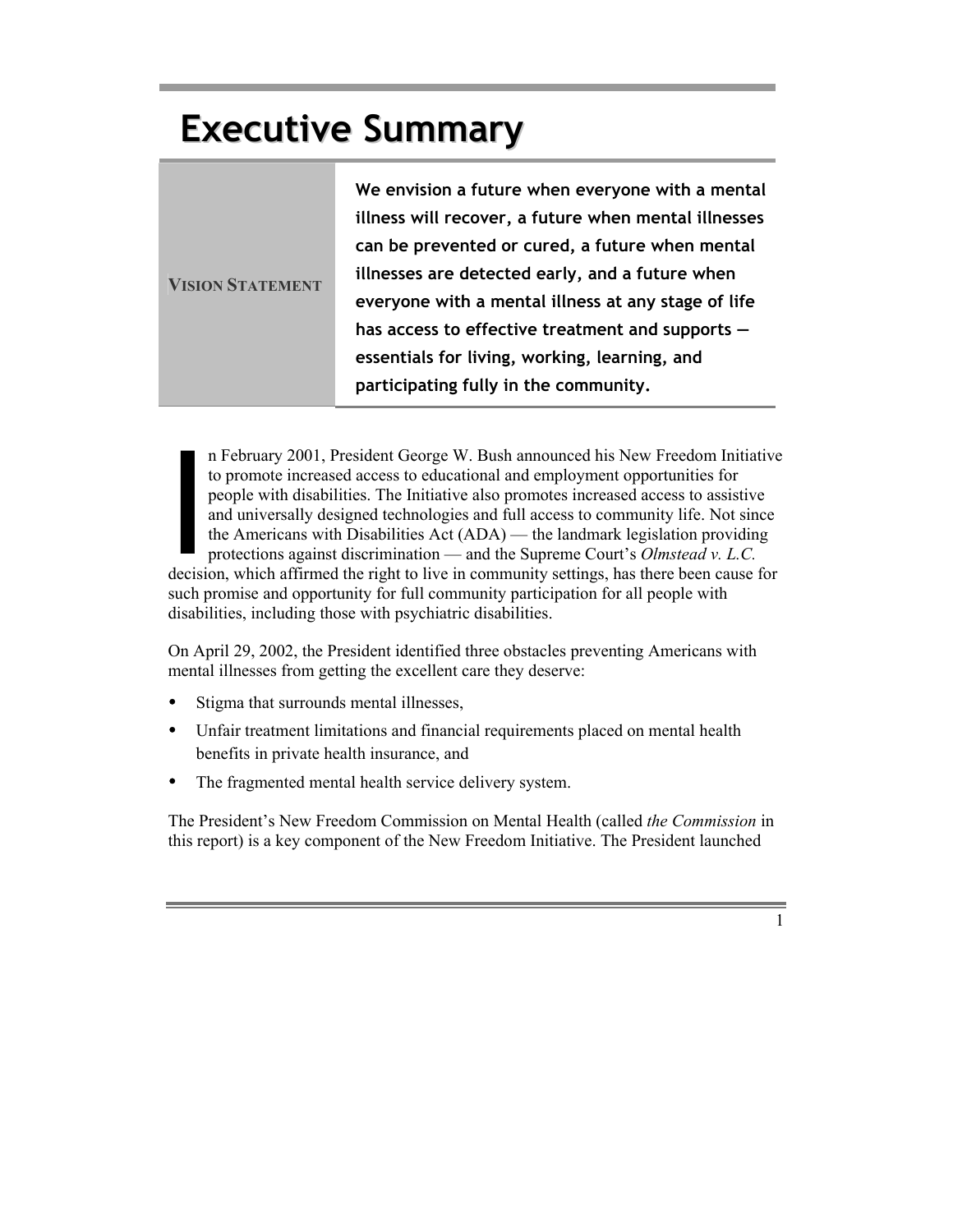# Executive Summary

| VISION STATEMENT | **We envision a future when everyone with a mental illness will recover, a future when mental illnesses can be prevented or cured, a future when mental illnesses are detected early, and a future when everyone with a mental illness at any stage of life has access to effective treatment and supports — essentials for living, working, learning, and participating fully in the community.** |
| --- | --- |

In February 2001, President George W. Bush announced his New Freedom Initiative to promote increased access to educational and employment opportunities for people with disabilities. The Initiative also promotes increased access to assistive and universally designed technologies and full access to community life. Not since the Americans with Disabilities Act (ADA) — the landmark legislation providing protections against discrimination — and the Supreme Court's *Olmstead v. L.C.* decision, which affirmed the right to live in community settings, has there been cause for such promise and opportunity for full community participation for all people with disabilities, including those with psychiatric disabilities.

On April 29, 2002, the President identified three obstacles preventing Americans with mental illnesses from getting the excellent care they deserve:

- Stigma that surrounds mental illnesses,
- Unfair treatment limitations and financial requirements placed on mental health benefits in private health insurance, and
- The fragmented mental health service delivery system.

The President's New Freedom Commission on Mental Health (called *the Commission* in this report) is a key component of the New Freedom Initiative. The President launched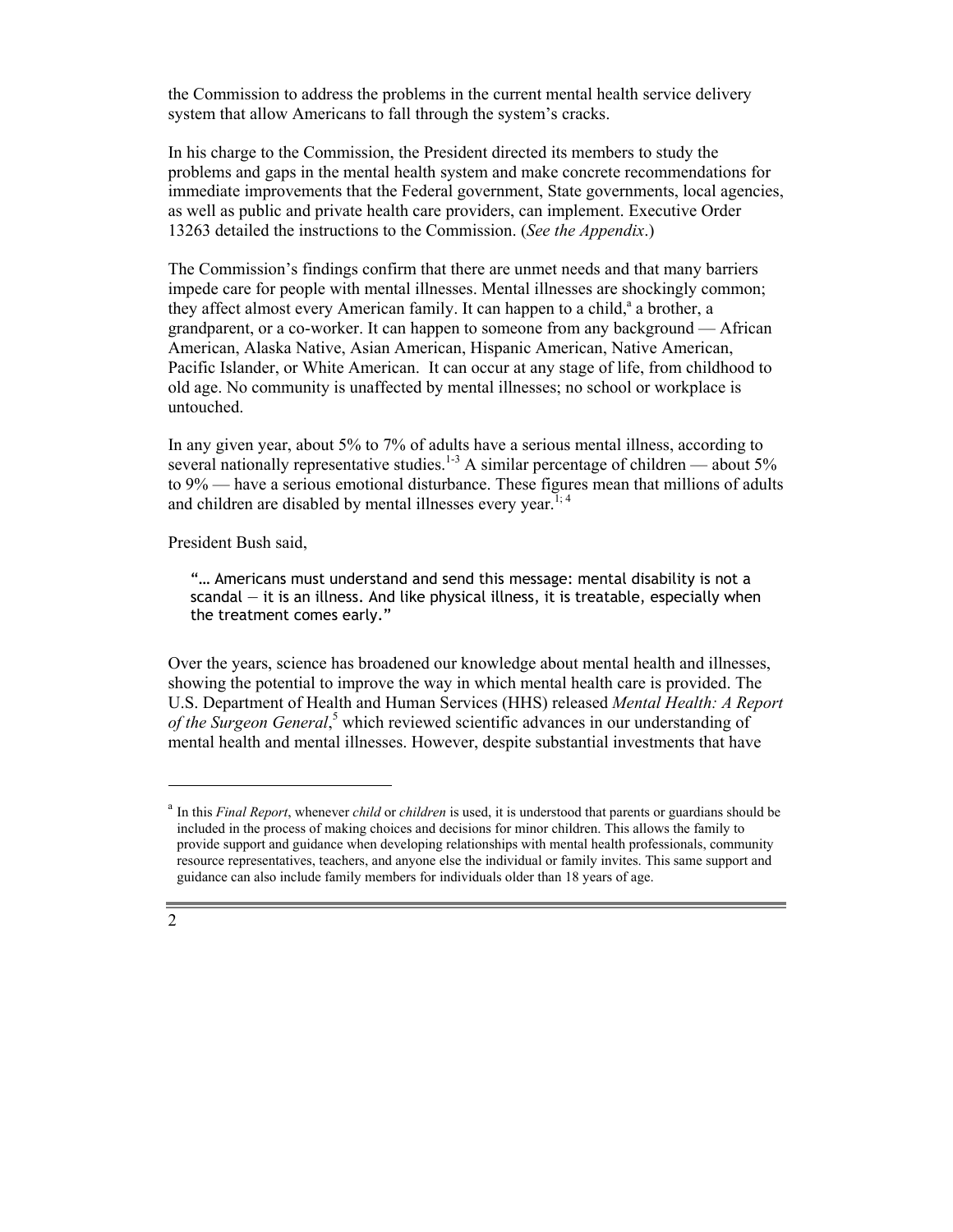the Commission to address the problems in the current mental health service delivery system that allow Americans to fall through the system's cracks.

In his charge to the Commission, the President directed its members to study the problems and gaps in the mental health system and make concrete recommendations for immediate improvements that the Federal government, State governments, local agencies, as well as public and private health care providers, can implement. Executive Order 13263 detailed the instructions to the Commission. (*See the Appendix*.)

The Commission's findings confirm that there are unmet needs and that many barriers impede care for people with mental illnesses. Mental illnesses are shockingly common; they affect almost every American family. It can happen to a child,[a] a brother, a grandparent, or a co-worker. It can happen to someone from any background — African American, Alaska Native, Asian American, Hispanic American, Native American, Pacific Islander, or White American. It can occur at any stage of life, from childhood to old age. No community is unaffected by mental illnesses; no school or workplace is untouched.

In any given year, about 5% to 7% of adults have a serious mental illness, according to several nationally representative studies.[1-3] A similar percentage of children — about 5% to 9% — have a serious emotional disturbance. These figures mean that millions of adults and children are disabled by mental illnesses every year.[1; 4]

President Bush said,

> "… Americans must understand and send this message: mental disability is not a scandal — it is an illness. And like physical illness, it is treatable, especially when the treatment comes early."

Over the years, science has broadened our knowledge about mental health and illnesses, showing the potential to improve the way in which mental health care is provided. The U.S. Department of Health and Human Services (HHS) released *Mental Health: A Report of the Surgeon General*,[5] which reviewed scientific advances in our understanding of mental health and mental illnesses. However, despite substantial investments that have

---

[a] In this *Final Report*, whenever *child* or *children* is used, it is understood that parents or guardians should be included in the process of making choices and decisions for minor children. This allows the family to provide support and guidance when developing relationships with mental health professionals, community resource representatives, teachers, and anyone else the individual or family invites. This same support and guidance can also include family members for individuals older than 18 years of age.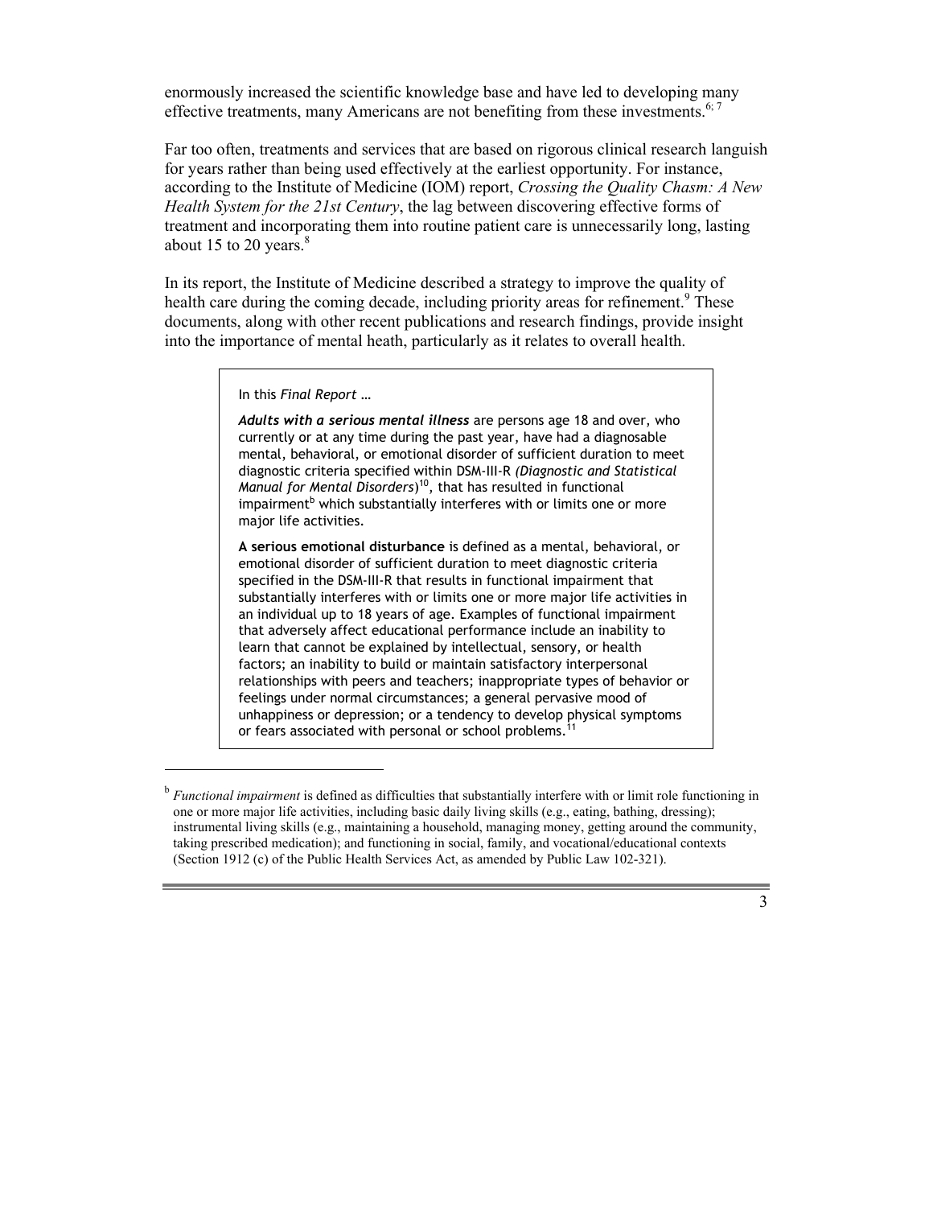enormously increased the scientific knowledge base and have led to developing many effective treatments, many Americans are not benefiting from these investments.[6; 7]

Far too often, treatments and services that are based on rigorous clinical research languish for years rather than being used effectively at the earliest opportunity. For instance, according to the Institute of Medicine (IOM) report, *Crossing the Quality Chasm: A New Health System for the 21st Century*, the lag between discovering effective forms of treatment and incorporating them into routine patient care is unnecessarily long, lasting about 15 to 20 years.[8]

In its report, the Institute of Medicine described a strategy to improve the quality of health care during the coming decade, including priority areas for refinement.[9] These documents, along with other recent publications and research findings, provide insight into the importance of mental heath, particularly as it relates to overall health.

> In this *Final Report* …
>
> ***Adults with a serious mental illness*** are persons age 18 and over, who currently or at any time during the past year, have had a diagnosable mental, behavioral, or emotional disorder of sufficient duration to meet diagnostic criteria specified within DSM-III-R *(Diagnostic and Statistical Manual for Mental Disorders*)[10], that has resulted in functional impairment[b] which substantially interferes with or limits one or more major life activities.
>
> **A serious emotional disturbance** is defined as a mental, behavioral, or emotional disorder of sufficient duration to meet diagnostic criteria specified in the DSM-III-R that results in functional impairment that substantially interferes with or limits one or more major life activities in an individual up to 18 years of age. Examples of functional impairment that adversely affect educational performance include an inability to learn that cannot be explained by intellectual, sensory, or health factors; an inability to build or maintain satisfactory interpersonal relationships with peers and teachers; inappropriate types of behavior or feelings under normal circumstances; a general pervasive mood of unhappiness or depression; or a tendency to develop physical symptoms or fears associated with personal or school problems.[11]

---

[b] *Functional impairment* is defined as difficulties that substantially interfere with or limit role functioning in one or more major life activities, including basic daily living skills (e.g., eating, bathing, dressing); instrumental living skills (e.g., maintaining a household, managing money, getting around the community, taking prescribed medication); and functioning in social, family, and vocational/educational contexts (Section 1912 (c) of the Public Health Services Act, as amended by Public Law 102-321).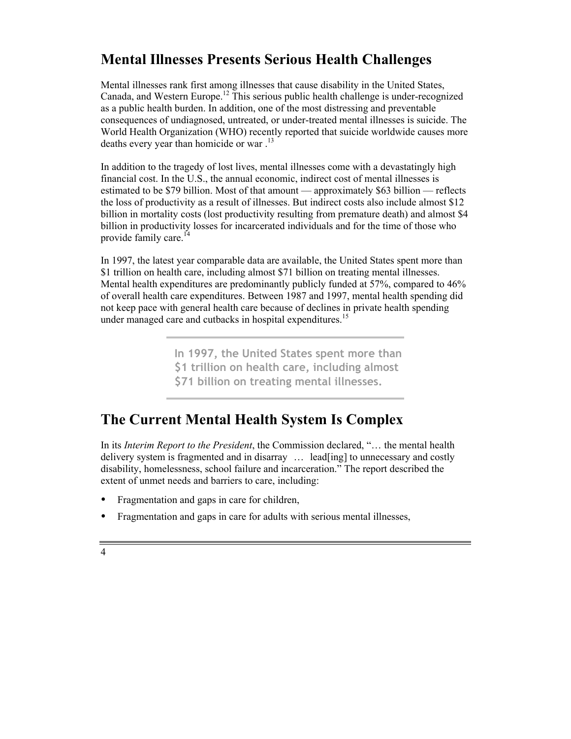## Mental Illnesses Presents Serious Health Challenges

Mental illnesses rank first among illnesses that cause disability in the United States, Canada, and Western Europe.[12] This serious public health challenge is under-recognized as a public health burden. In addition, one of the most distressing and preventable consequences of undiagnosed, untreated, or under-treated mental illnesses is suicide. The World Health Organization (WHO) recently reported that suicide worldwide causes more deaths every year than homicide or war .[13]

In addition to the tragedy of lost lives, mental illnesses come with a devastatingly high financial cost. In the U.S., the annual economic, indirect cost of mental illnesses is estimated to be $79 billion. Most of that amount — approximately $63 billion — reflects the loss of productivity as a result of illnesses. But indirect costs also include almost $12 billion in mortality costs (lost productivity resulting from premature death) and almost $4 billion in productivity losses for incarcerated individuals and for the time of those who provide family care.[14]

In 1997, the latest year comparable data are available, the United States spent more than $1 trillion on health care, including almost $71 billion on treating mental illnesses. Mental health expenditures are predominantly publicly funded at 57%, compared to 46% of overall health care expenditures. Between 1987 and 1997, mental health spending did not keep pace with general health care because of declines in private health spending under managed care and cutbacks in hospital expenditures.[15]

> **In 1997, the United States spent more than $1 trillion on health care, including almost $71 billion on treating mental illnesses.**

## The Current Mental Health System Is Complex

In its *Interim Report to the President*, the Commission declared, "… the mental health delivery system is fragmented and in disarray … lead[ing] to unnecessary and costly disability, homelessness, school failure and incarceration." The report described the extent of unmet needs and barriers to care, including:

- Fragmentation and gaps in care for children,
- Fragmentation and gaps in care for adults with serious mental illnesses,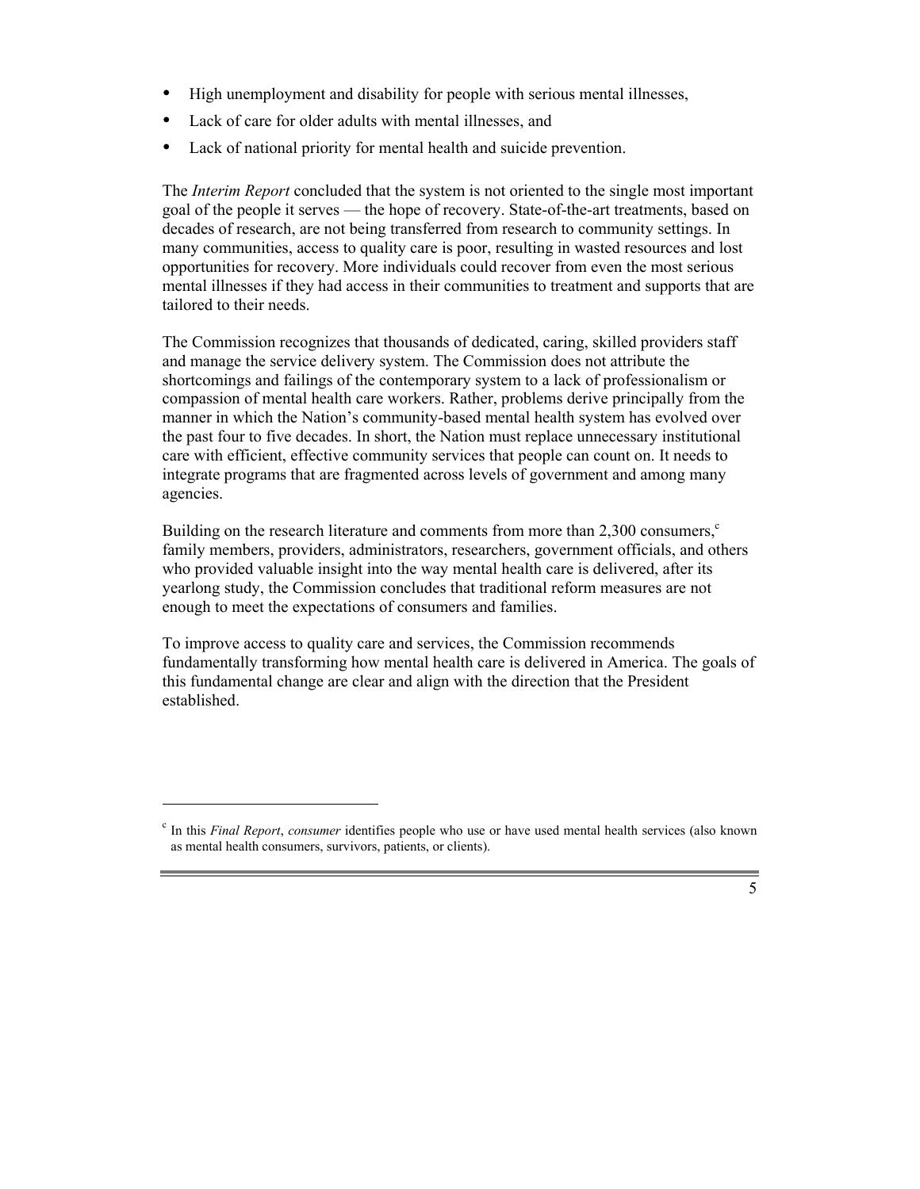- High unemployment and disability for people with serious mental illnesses,
- Lack of care for older adults with mental illnesses, and
- Lack of national priority for mental health and suicide prevention.

The *Interim Report* concluded that the system is not oriented to the single most important goal of the people it serves — the hope of recovery. State-of-the-art treatments, based on decades of research, are not being transferred from research to community settings. In many communities, access to quality care is poor, resulting in wasted resources and lost opportunities for recovery. More individuals could recover from even the most serious mental illnesses if they had access in their communities to treatment and supports that are tailored to their needs.

The Commission recognizes that thousands of dedicated, caring, skilled providers staff and manage the service delivery system. The Commission does not attribute the shortcomings and failings of the contemporary system to a lack of professionalism or compassion of mental health care workers. Rather, problems derive principally from the manner in which the Nation's community-based mental health system has evolved over the past four to five decades. In short, the Nation must replace unnecessary institutional care with efficient, effective community services that people can count on. It needs to integrate programs that are fragmented across levels of government and among many agencies.

Building on the research literature and comments from more than 2,300 consumers,[c] family members, providers, administrators, researchers, government officials, and others who provided valuable insight into the way mental health care is delivered, after its yearlong study, the Commission concludes that traditional reform measures are not enough to meet the expectations of consumers and families.

To improve access to quality care and services, the Commission recommends fundamentally transforming how mental health care is delivered in America. The goals of this fundamental change are clear and align with the direction that the President established.

---

[c] In this *Final Report*, *consumer* identifies people who use or have used mental health services (also known as mental health consumers, survivors, patients, or clients).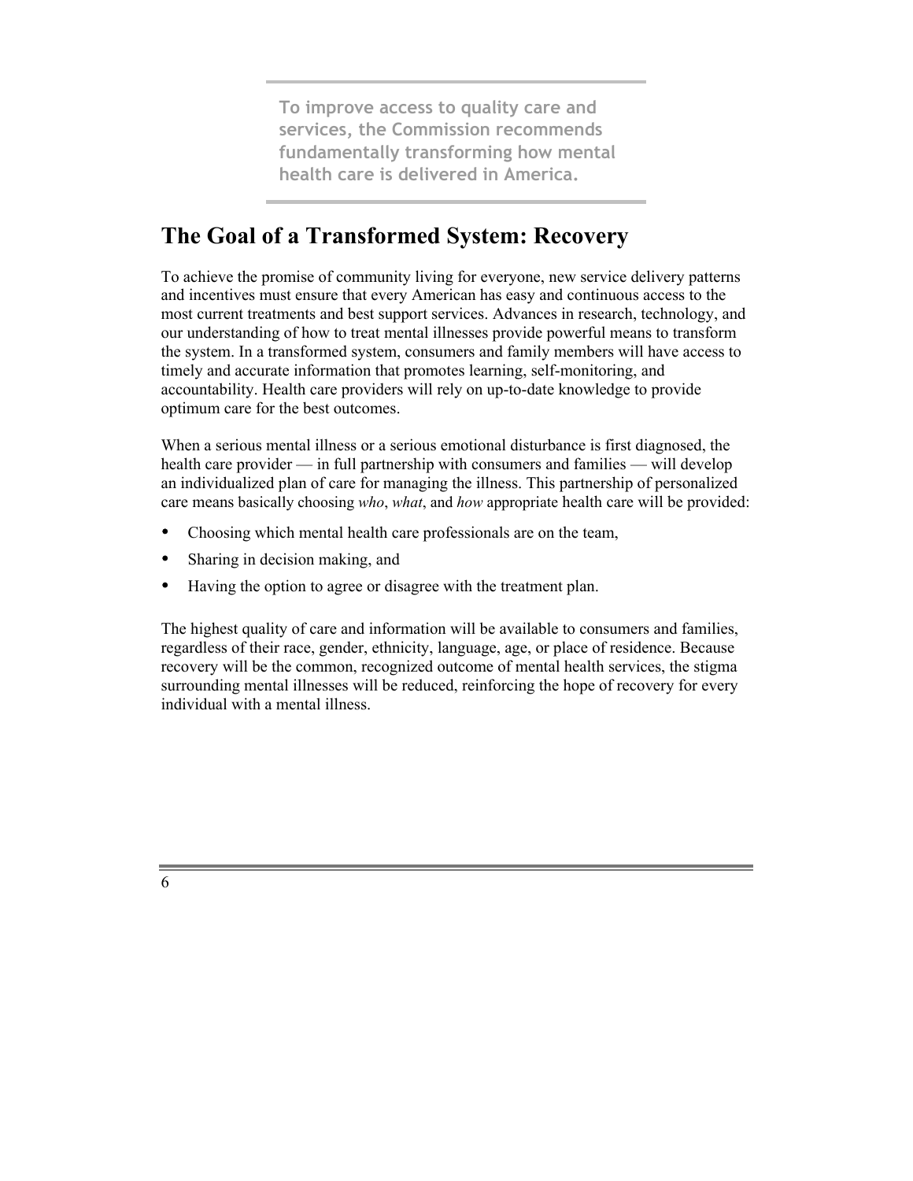**To improve access to quality care and services, the Commission recommends fundamentally transforming how mental health care is delivered in America.**

## The Goal of a Transformed System: Recovery

To achieve the promise of community living for everyone, new service delivery patterns and incentives must ensure that every American has easy and continuous access to the most current treatments and best support services. Advances in research, technology, and our understanding of how to treat mental illnesses provide powerful means to transform the system. In a transformed system, consumers and family members will have access to timely and accurate information that promotes learning, self-monitoring, and accountability. Health care providers will rely on up-to-date knowledge to provide optimum care for the best outcomes.

When a serious mental illness or a serious emotional disturbance is first diagnosed, the health care provider — in full partnership with consumers and families — will develop an individualized plan of care for managing the illness. This partnership of personalized care means basically choosing *who*, *what*, and *how* appropriate health care will be provided:

- Choosing which mental health care professionals are on the team,
- Sharing in decision making, and
- Having the option to agree or disagree with the treatment plan.

The highest quality of care and information will be available to consumers and families, regardless of their race, gender, ethnicity, language, age, or place of residence. Because recovery will be the common, recognized outcome of mental health services, the stigma surrounding mental illnesses will be reduced, reinforcing the hope of recovery for every individual with a mental illness.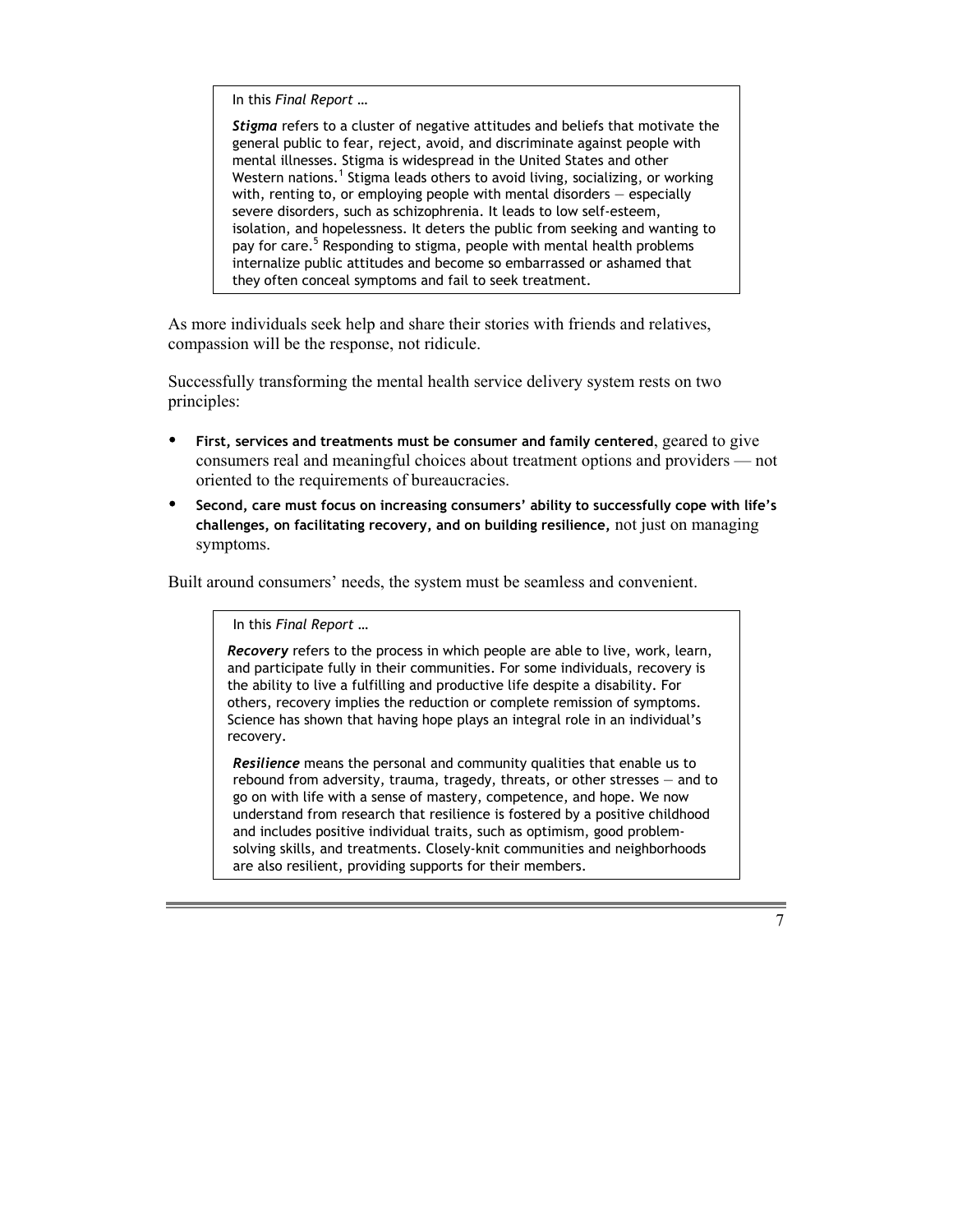In this *Final Report* …

***Stigma*** refers to a cluster of negative attitudes and beliefs that motivate the general public to fear, reject, avoid, and discriminate against people with mental illnesses. Stigma is widespread in the United States and other Western nations.[1] Stigma leads others to avoid living, socializing, or working with, renting to, or employing people with mental disorders — especially severe disorders, such as schizophrenia. It leads to low self-esteem, isolation, and hopelessness. It deters the public from seeking and wanting to pay for care.[5] Responding to stigma, people with mental health problems internalize public attitudes and become so embarrassed or ashamed that they often conceal symptoms and fail to seek treatment.

As more individuals seek help and share their stories with friends and relatives, compassion will be the response, not ridicule.

Successfully transforming the mental health service delivery system rests on two principles:

- **First, services and treatments must be consumer and family centered**, geared to give consumers real and meaningful choices about treatment options and providers — not oriented to the requirements of bureaucracies.
- **Second, care must focus on increasing consumers' ability to successfully cope with life's challenges, on facilitating recovery, and on building resilience,** not just on managing symptoms.

Built around consumers' needs, the system must be seamless and convenient.

In this *Final Report* …

***Recovery*** refers to the process in which people are able to live, work, learn, and participate fully in their communities. For some individuals, recovery is the ability to live a fulfilling and productive life despite a disability. For others, recovery implies the reduction or complete remission of symptoms. Science has shown that having hope plays an integral role in an individual's recovery.

***Resilience*** means the personal and community qualities that enable us to rebound from adversity, trauma, tragedy, threats, or other stresses — and to go on with life with a sense of mastery, competence, and hope. We now understand from research that resilience is fostered by a positive childhood and includes positive individual traits, such as optimism, good problem-solving skills, and treatments. Closely-knit communities and neighborhoods are also resilient, providing supports for their members.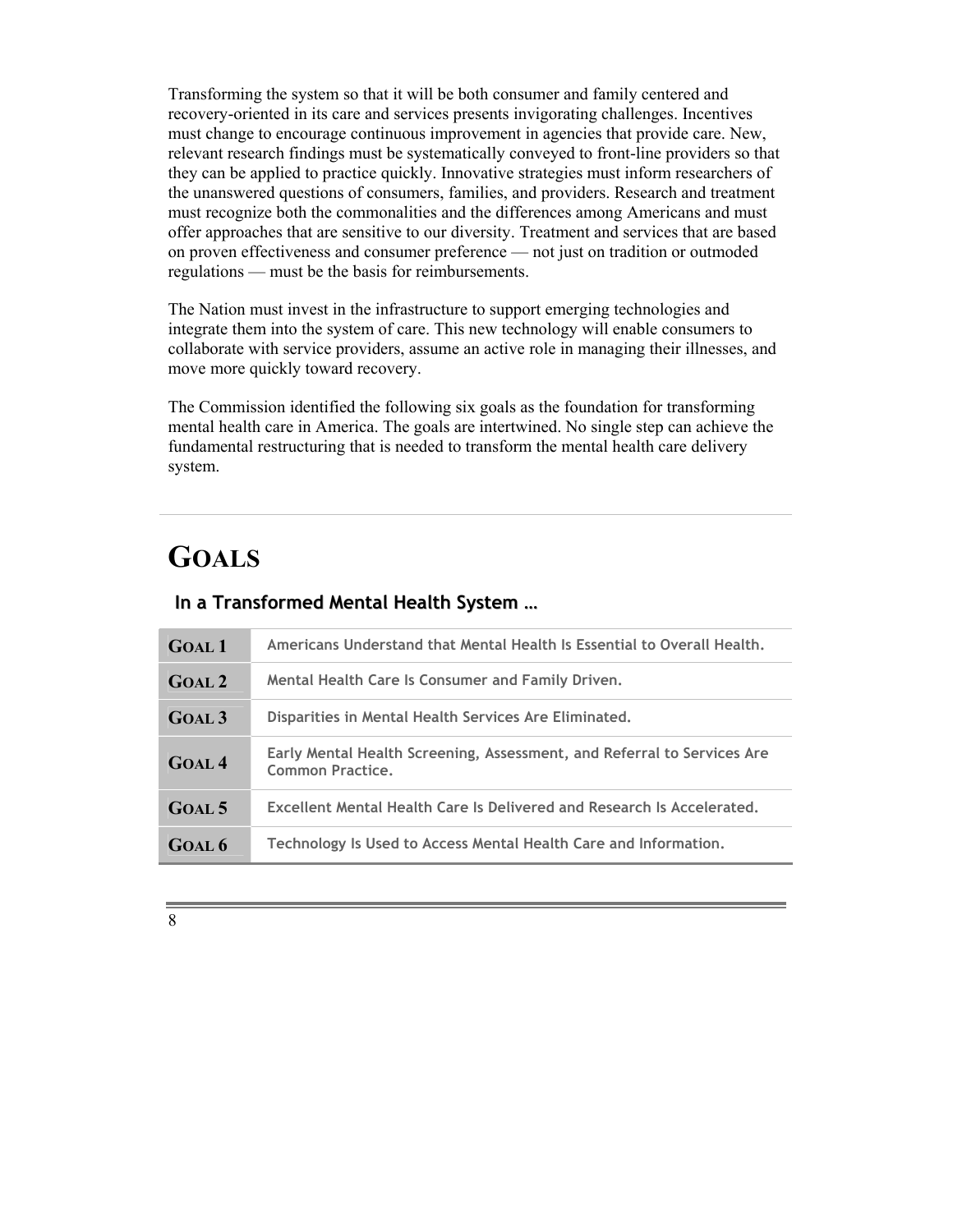Transforming the system so that it will be both consumer and family centered and recovery-oriented in its care and services presents invigorating challenges. Incentives must change to encourage continuous improvement in agencies that provide care. New, relevant research findings must be systematically conveyed to front-line providers so that they can be applied to practice quickly. Innovative strategies must inform researchers of the unanswered questions of consumers, families, and providers. Research and treatment must recognize both the commonalities and the differences among Americans and must offer approaches that are sensitive to our diversity. Treatment and services that are based on proven effectiveness and consumer preference — not just on tradition or outmoded regulations — must be the basis for reimbursements.

The Nation must invest in the infrastructure to support emerging technologies and integrate them into the system of care. This new technology will enable consumers to collaborate with service providers, assume an active role in managing their illnesses, and move more quickly toward recovery.

The Commission identified the following six goals as the foundation for transforming mental health care in America. The goals are intertwined. No single step can achieve the fundamental restructuring that is needed to transform the mental health care delivery system.

# GOALS

## In a Transformed Mental Health System …

| | |
|---|---|
| **GOAL 1** | **Americans Understand that Mental Health Is Essential to Overall Health.** |
| **GOAL 2** | **Mental Health Care Is Consumer and Family Driven.** |
| **GOAL 3** | **Disparities in Mental Health Services Are Eliminated.** |
| **GOAL 4** | **Early Mental Health Screening, Assessment, and Referral to Services Are Common Practice.** |
| **GOAL 5** | **Excellent Mental Health Care Is Delivered and Research Is Accelerated.** |
| **GOAL 6** | **Technology Is Used to Access Mental Health Care and Information.** |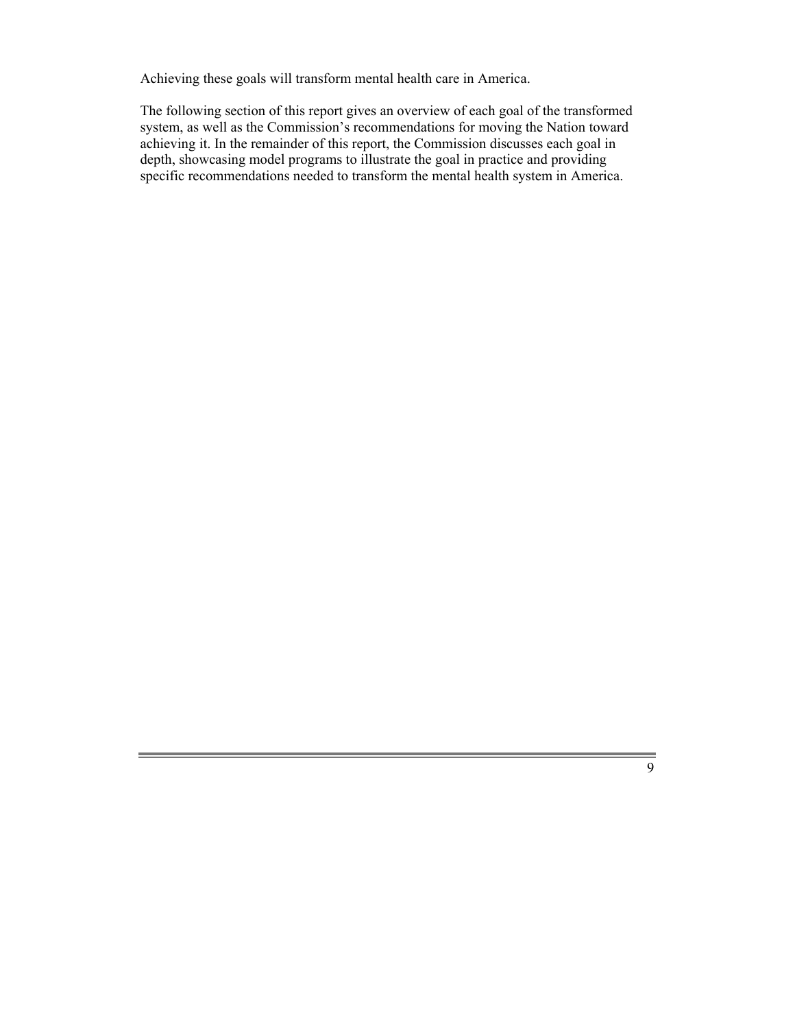Achieving these goals will transform mental health care in America.

The following section of this report gives an overview of each goal of the transformed system, as well as the Commission's recommendations for moving the Nation toward achieving it. In the remainder of this report, the Commission discusses each goal in depth, showcasing model programs to illustrate the goal in practice and providing specific recommendations needed to transform the mental health system in America.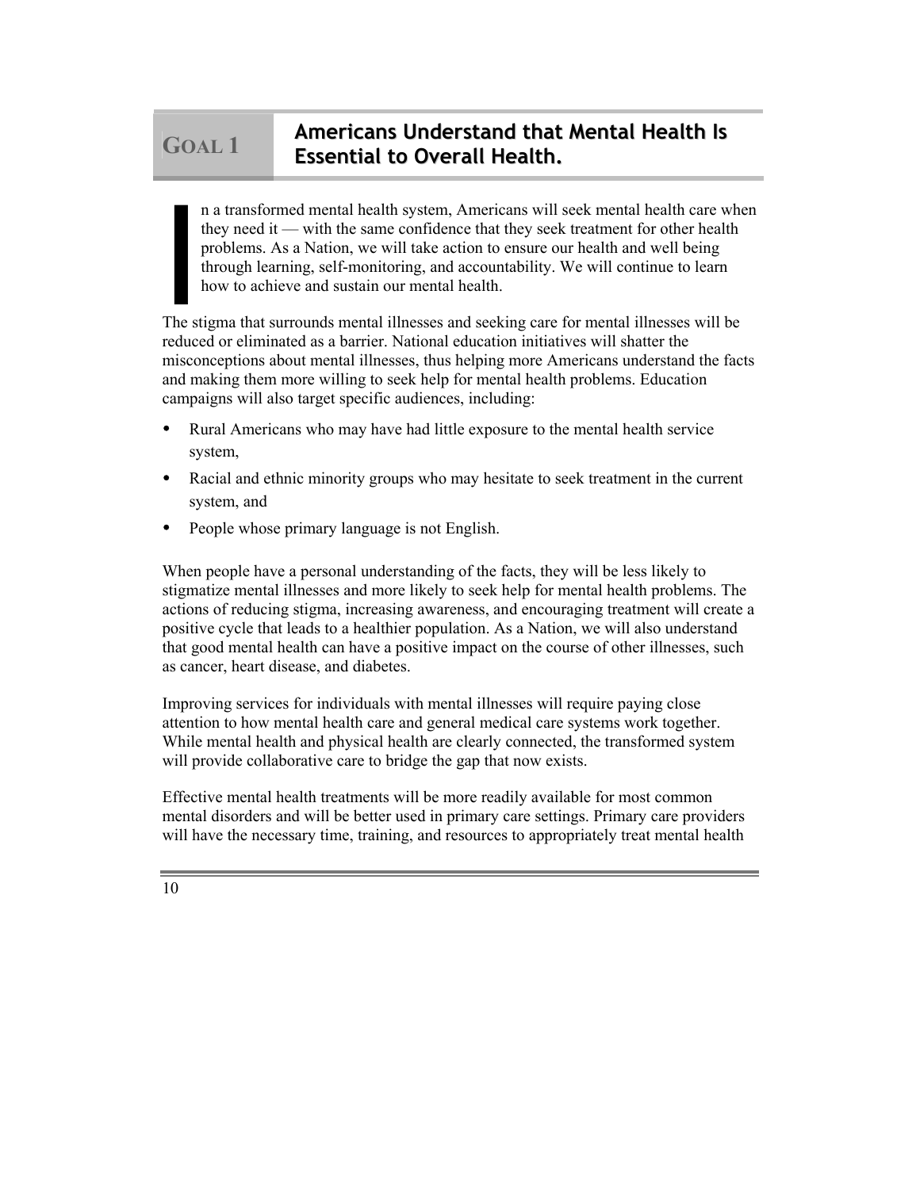## Goal 1 — Americans Understand that Mental Health Is Essential to Overall Health.

In a transformed mental health system, Americans will seek mental health care when they need it — with the same confidence that they seek treatment for other health problems. As a Nation, we will take action to ensure our health and well being through learning, self-monitoring, and accountability. We will continue to learn how to achieve and sustain our mental health.

The stigma that surrounds mental illnesses and seeking care for mental illnesses will be reduced or eliminated as a barrier. National education initiatives will shatter the misconceptions about mental illnesses, thus helping more Americans understand the facts and making them more willing to seek help for mental health problems. Education campaigns will also target specific audiences, including:

- Rural Americans who may have had little exposure to the mental health service system,
- Racial and ethnic minority groups who may hesitate to seek treatment in the current system, and
- People whose primary language is not English.

When people have a personal understanding of the facts, they will be less likely to stigmatize mental illnesses and more likely to seek help for mental health problems. The actions of reducing stigma, increasing awareness, and encouraging treatment will create a positive cycle that leads to a healthier population. As a Nation, we will also understand that good mental health can have a positive impact on the course of other illnesses, such as cancer, heart disease, and diabetes.

Improving services for individuals with mental illnesses will require paying close attention to how mental health care and general medical care systems work together. While mental health and physical health are clearly connected, the transformed system will provide collaborative care to bridge the gap that now exists.

Effective mental health treatments will be more readily available for most common mental disorders and will be better used in primary care settings. Primary care providers will have the necessary time, training, and resources to appropriately treat mental health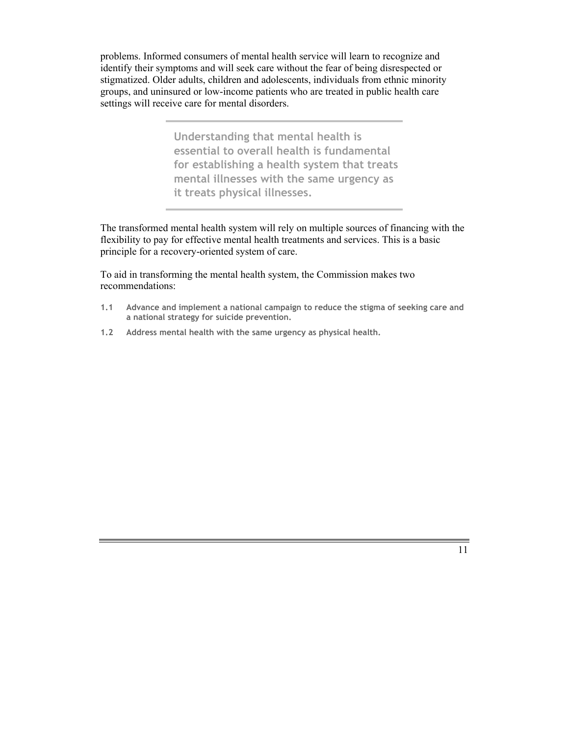problems. Informed consumers of mental health service will learn to recognize and identify their symptoms and will seek care without the fear of being disrespected or stigmatized. Older adults, children and adolescents, individuals from ethnic minority groups, and uninsured or low-income patients who are treated in public health care settings will receive care for mental disorders.

> **Understanding that mental health is essential to overall health is fundamental for establishing a health system that treats mental illnesses with the same urgency as it treats physical illnesses.**

The transformed mental health system will rely on multiple sources of financing with the flexibility to pay for effective mental health treatments and services. This is a basic principle for a recovery-oriented system of care.

To aid in transforming the mental health system, the Commission makes two recommendations:

- **1.1 Advance and implement a national campaign to reduce the stigma of seeking care and a national strategy for suicide prevention.**
- **1.2 Address mental health with the same urgency as physical health.**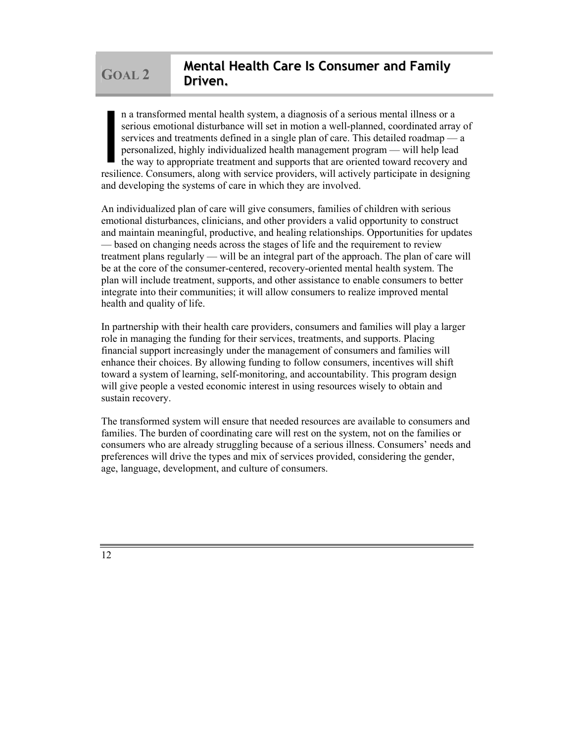## Goal 2 Mental Health Care Is Consumer and Family Driven.

In a transformed mental health system, a diagnosis of a serious mental illness or a serious emotional disturbance will set in motion a well-planned, coordinated array of services and treatments defined in a single plan of care. This detailed roadmap — a personalized, highly individualized health management program — will help lead the way to appropriate treatment and supports that are oriented toward recovery and resilience. Consumers, along with service providers, will actively participate in designing and developing the systems of care in which they are involved.

An individualized plan of care will give consumers, families of children with serious emotional disturbances, clinicians, and other providers a valid opportunity to construct and maintain meaningful, productive, and healing relationships. Opportunities for updates — based on changing needs across the stages of life and the requirement to review treatment plans regularly — will be an integral part of the approach. The plan of care will be at the core of the consumer-centered, recovery-oriented mental health system. The plan will include treatment, supports, and other assistance to enable consumers to better integrate into their communities; it will allow consumers to realize improved mental health and quality of life.

In partnership with their health care providers, consumers and families will play a larger role in managing the funding for their services, treatments, and supports. Placing financial support increasingly under the management of consumers and families will enhance their choices. By allowing funding to follow consumers, incentives will shift toward a system of learning, self-monitoring, and accountability. This program design will give people a vested economic interest in using resources wisely to obtain and sustain recovery.

The transformed system will ensure that needed resources are available to consumers and families. The burden of coordinating care will rest on the system, not on the families or consumers who are already struggling because of a serious illness. Consumers' needs and preferences will drive the types and mix of services provided, considering the gender, age, language, development, and culture of consumers.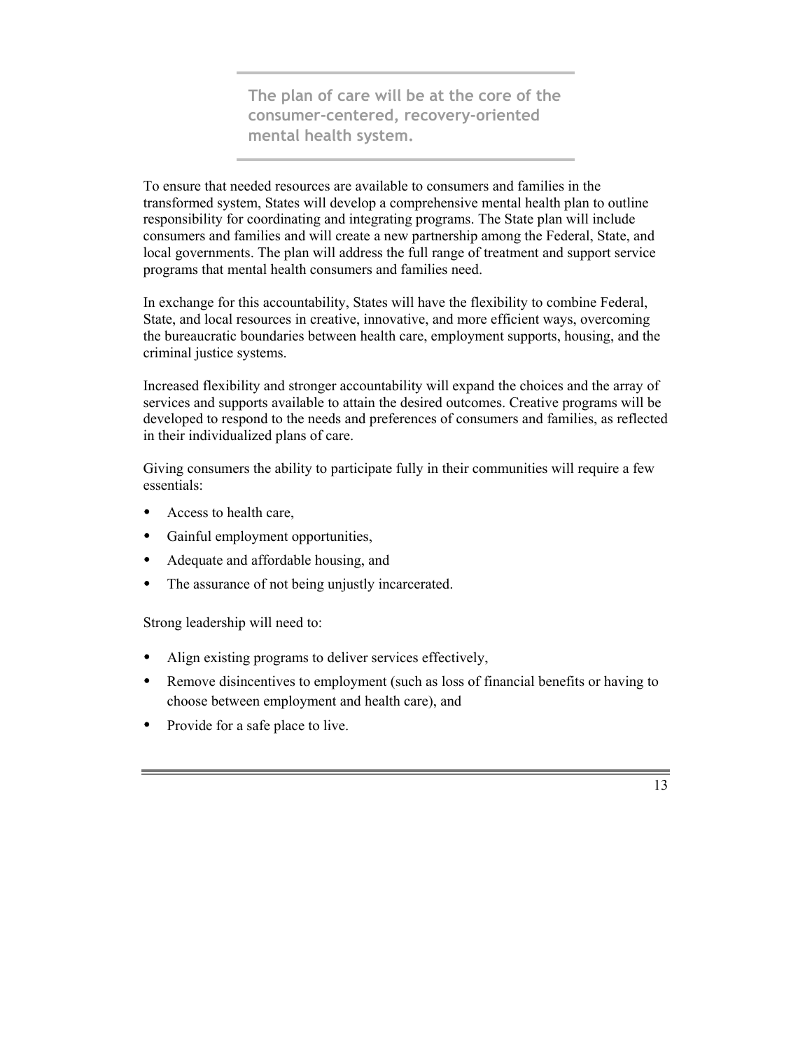> **The plan of care will be at the core of the consumer-centered, recovery-oriented mental health system.**

To ensure that needed resources are available to consumers and families in the transformed system, States will develop a comprehensive mental health plan to outline responsibility for coordinating and integrating programs. The State plan will include consumers and families and will create a new partnership among the Federal, State, and local governments. The plan will address the full range of treatment and support service programs that mental health consumers and families need.

In exchange for this accountability, States will have the flexibility to combine Federal, State, and local resources in creative, innovative, and more efficient ways, overcoming the bureaucratic boundaries between health care, employment supports, housing, and the criminal justice systems.

Increased flexibility and stronger accountability will expand the choices and the array of services and supports available to attain the desired outcomes. Creative programs will be developed to respond to the needs and preferences of consumers and families, as reflected in their individualized plans of care.

Giving consumers the ability to participate fully in their communities will require a few essentials:

- Access to health care,
- Gainful employment opportunities,
- Adequate and affordable housing, and
- The assurance of not being unjustly incarcerated.

Strong leadership will need to:

- Align existing programs to deliver services effectively,
- Remove disincentives to employment (such as loss of financial benefits or having to choose between employment and health care), and
- Provide for a safe place to live.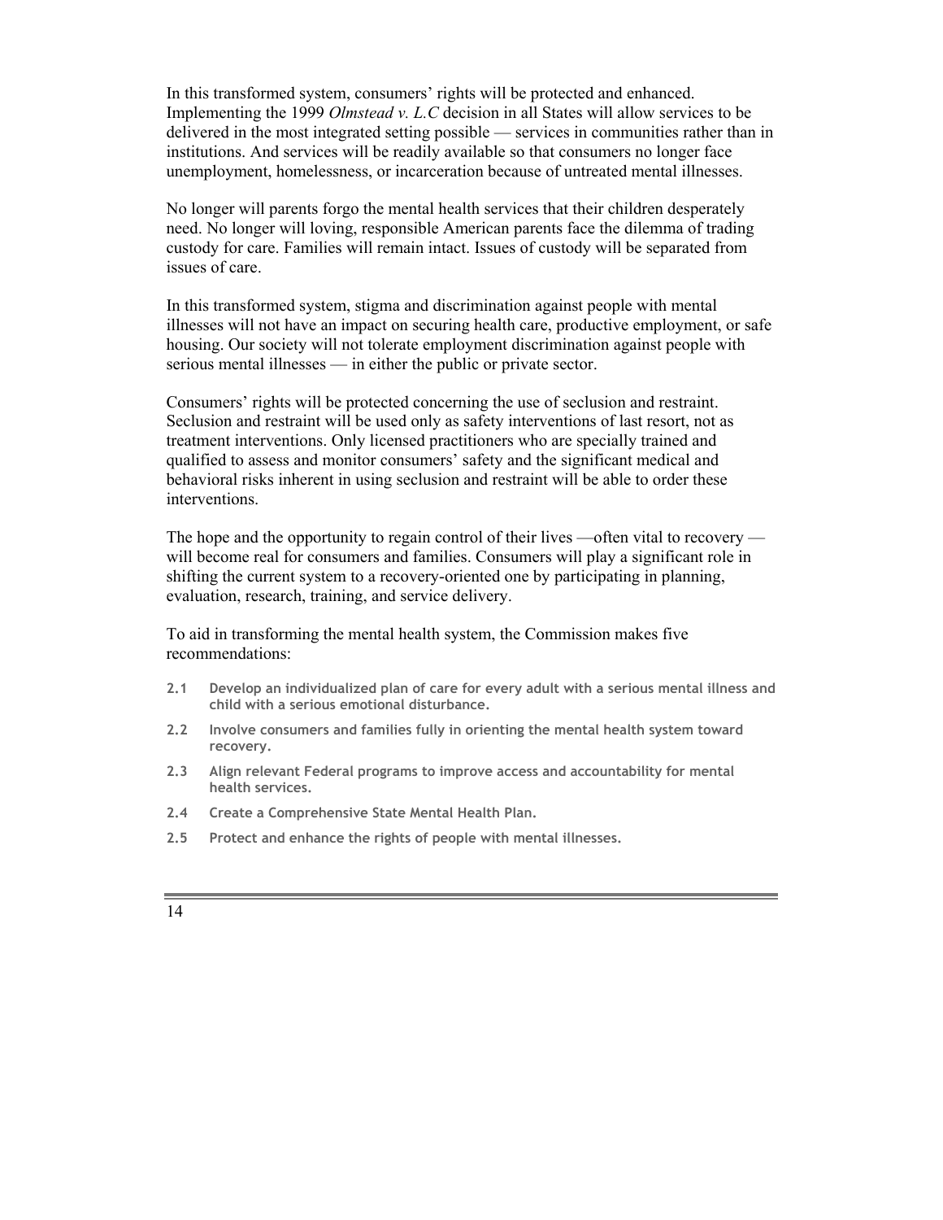In this transformed system, consumers' rights will be protected and enhanced. Implementing the 1999 *Olmstead v. L.C* decision in all States will allow services to be delivered in the most integrated setting possible — services in communities rather than in institutions. And services will be readily available so that consumers no longer face unemployment, homelessness, or incarceration because of untreated mental illnesses.

No longer will parents forgo the mental health services that their children desperately need. No longer will loving, responsible American parents face the dilemma of trading custody for care. Families will remain intact. Issues of custody will be separated from issues of care.

In this transformed system, stigma and discrimination against people with mental illnesses will not have an impact on securing health care, productive employment, or safe housing. Our society will not tolerate employment discrimination against people with serious mental illnesses — in either the public or private sector.

Consumers' rights will be protected concerning the use of seclusion and restraint. Seclusion and restraint will be used only as safety interventions of last resort, not as treatment interventions. Only licensed practitioners who are specially trained and qualified to assess and monitor consumers' safety and the significant medical and behavioral risks inherent in using seclusion and restraint will be able to order these interventions.

The hope and the opportunity to regain control of their lives —often vital to recovery — will become real for consumers and families. Consumers will play a significant role in shifting the current system to a recovery-oriented one by participating in planning, evaluation, research, training, and service delivery.

To aid in transforming the mental health system, the Commission makes five recommendations:

- **2.1 Develop an individualized plan of care for every adult with a serious mental illness and child with a serious emotional disturbance.**
- **2.2 Involve consumers and families fully in orienting the mental health system toward recovery.**
- **2.3 Align relevant Federal programs to improve access and accountability for mental health services.**
- **2.4 Create a Comprehensive State Mental Health Plan.**
- **2.5 Protect and enhance the rights of people with mental illnesses.**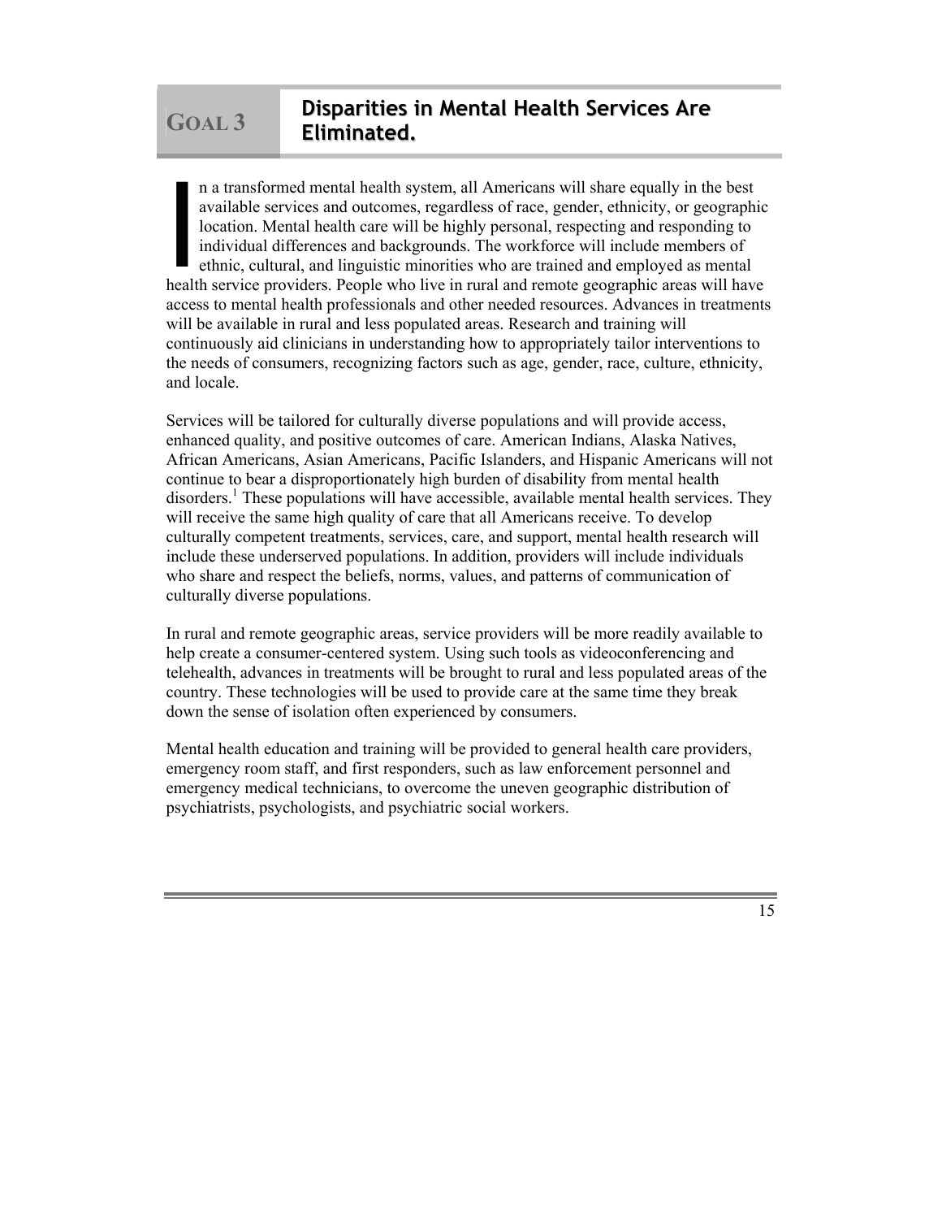# GOAL 3 Disparities in Mental Health Services Are Eliminated.

In a transformed mental health system, all Americans will share equally in the best available services and outcomes, regardless of race, gender, ethnicity, or geographic location. Mental health care will be highly personal, respecting and responding to individual differences and backgrounds. The workforce will include members of ethnic, cultural, and linguistic minorities who are trained and employed as mental health service providers. People who live in rural and remote geographic areas will have access to mental health professionals and other needed resources. Advances in treatments will be available in rural and less populated areas. Research and training will continuously aid clinicians in understanding how to appropriately tailor interventions to the needs of consumers, recognizing factors such as age, gender, race, culture, ethnicity, and locale.

Services will be tailored for culturally diverse populations and will provide access, enhanced quality, and positive outcomes of care. American Indians, Alaska Natives, African Americans, Asian Americans, Pacific Islanders, and Hispanic Americans will not continue to bear a disproportionately high burden of disability from mental health disorders.[1] These populations will have accessible, available mental health services. They will receive the same high quality of care that all Americans receive. To develop culturally competent treatments, services, care, and support, mental health research will include these underserved populations. In addition, providers will include individuals who share and respect the beliefs, norms, values, and patterns of communication of culturally diverse populations.

In rural and remote geographic areas, service providers will be more readily available to help create a consumer-centered system. Using such tools as videoconferencing and telehealth, advances in treatments will be brought to rural and less populated areas of the country. These technologies will be used to provide care at the same time they break down the sense of isolation often experienced by consumers.

Mental health education and training will be provided to general health care providers, emergency room staff, and first responders, such as law enforcement personnel and emergency medical technicians, to overcome the uneven geographic distribution of psychiatrists, psychologists, and psychiatric social workers.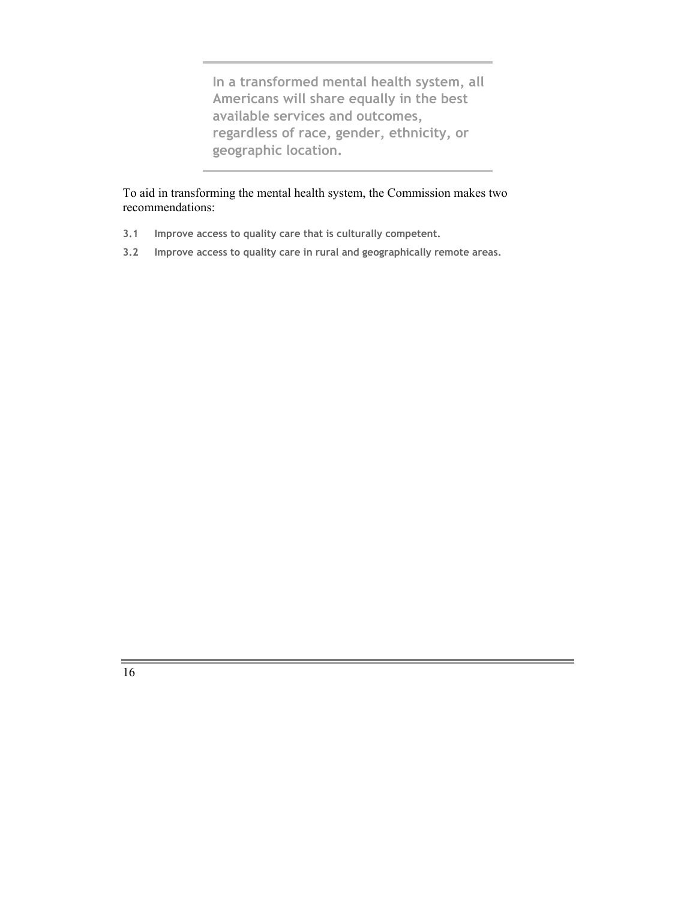> **In a transformed mental health system, all Americans will share equally in the best available services and outcomes, regardless of race, gender, ethnicity, or geographic location.**

To aid in transforming the mental health system, the Commission makes two recommendations:

**3.1 Improve access to quality care that is culturally competent.**

**3.2 Improve access to quality care in rural and geographically remote areas.**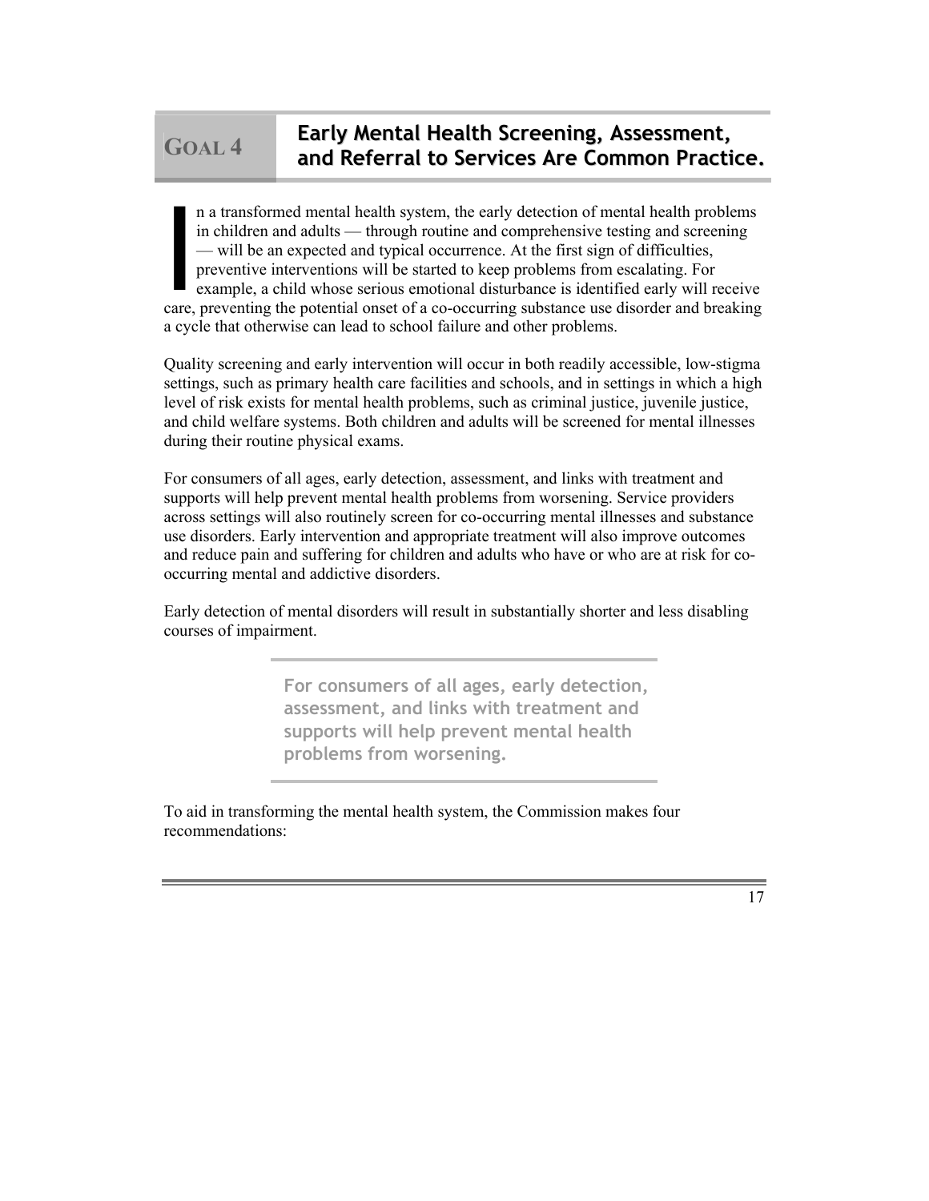## Goal 4 — Early Mental Health Screening, Assessment, and Referral to Services Are Common Practice.

In a transformed mental health system, the early detection of mental health problems in children and adults — through routine and comprehensive testing and screening — will be an expected and typical occurrence. At the first sign of difficulties, preventive interventions will be started to keep problems from escalating. For example, a child whose serious emotional disturbance is identified early will receive care, preventing the potential onset of a co-occurring substance use disorder and breaking a cycle that otherwise can lead to school failure and other problems.

Quality screening and early intervention will occur in both readily accessible, low-stigma settings, such as primary health care facilities and schools, and in settings in which a high level of risk exists for mental health problems, such as criminal justice, juvenile justice, and child welfare systems. Both children and adults will be screened for mental illnesses during their routine physical exams.

For consumers of all ages, early detection, assessment, and links with treatment and supports will help prevent mental health problems from worsening. Service providers across settings will also routinely screen for co-occurring mental illnesses and substance use disorders. Early intervention and appropriate treatment will also improve outcomes and reduce pain and suffering for children and adults who have or who are at risk for co-occurring mental and addictive disorders.

Early detection of mental disorders will result in substantially shorter and less disabling courses of impairment.

> **For consumers of all ages, early detection, assessment, and links with treatment and supports will help prevent mental health problems from worsening.**

To aid in transforming the mental health system, the Commission makes four recommendations: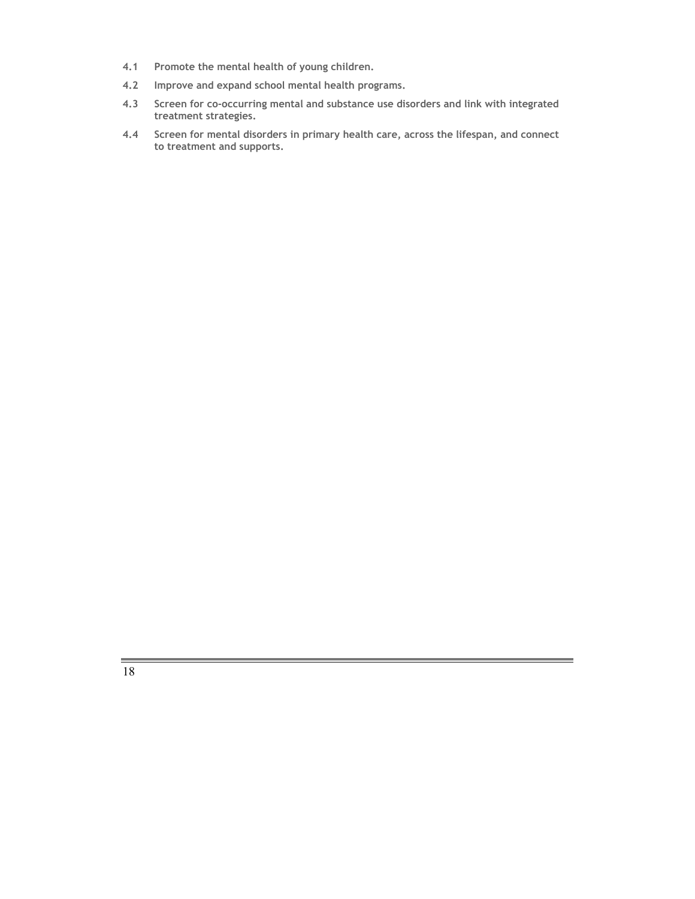**4.1 Promote the mental health of young children.**

**4.2 Improve and expand school mental health programs.**

**4.3 Screen for co-occurring mental and substance use disorders and link with integrated treatment strategies.**

**4.4 Screen for mental disorders in primary health care, across the lifespan, and connect to treatment and supports.**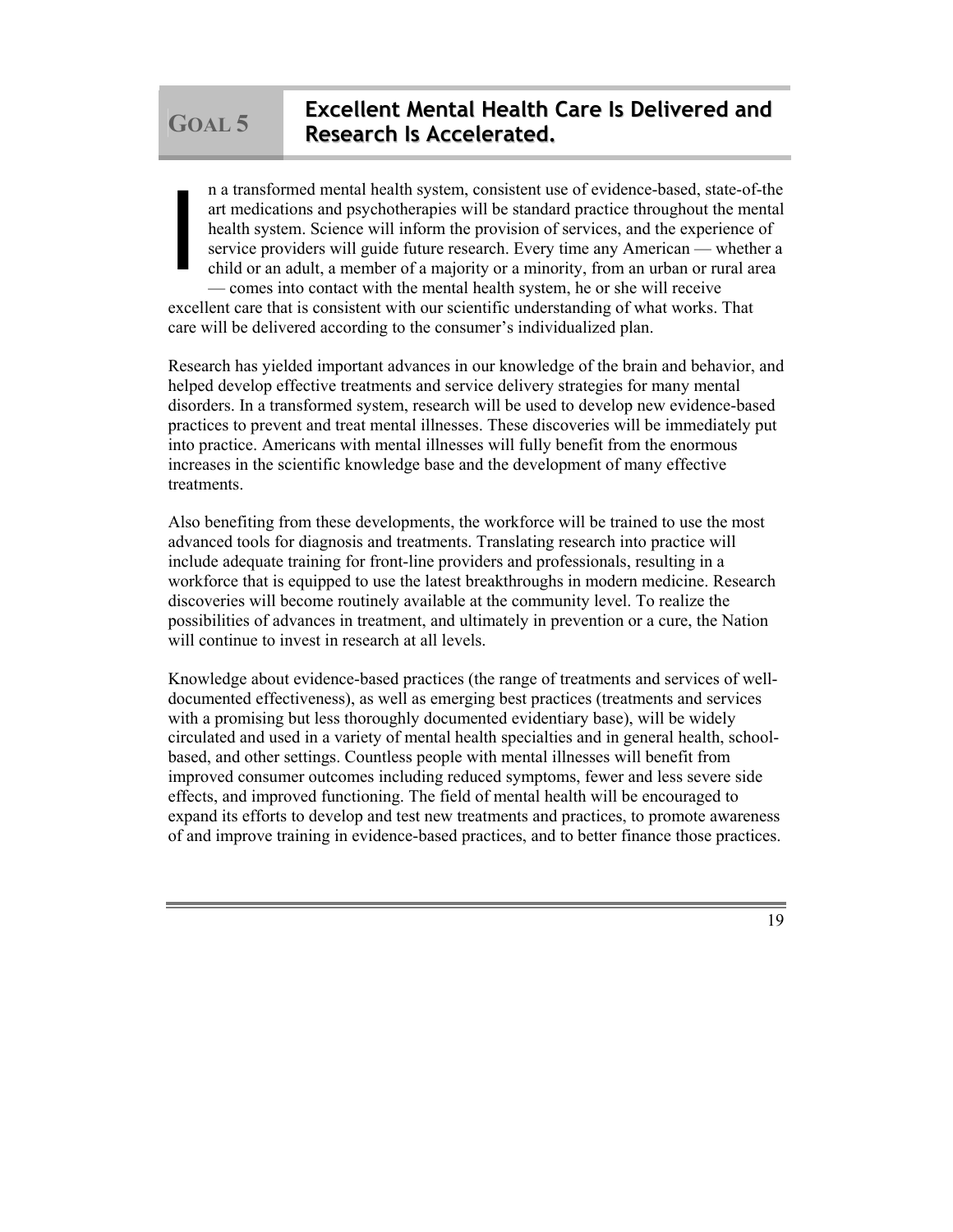# GOAL 5 Excellent Mental Health Care Is Delivered and Research Is Accelerated.

In a transformed mental health system, consistent use of evidence-based, state-of-the art medications and psychotherapies will be standard practice throughout the mental health system. Science will inform the provision of services, and the experience of service providers will guide future research. Every time any American — whether a child or an adult, a member of a majority or a minority, from an urban or rural area — comes into contact with the mental health system, he or she will receive excellent care that is consistent with our scientific understanding of what works. That care will be delivered according to the consumer's individualized plan.

Research has yielded important advances in our knowledge of the brain and behavior, and helped develop effective treatments and service delivery strategies for many mental disorders. In a transformed system, research will be used to develop new evidence-based practices to prevent and treat mental illnesses. These discoveries will be immediately put into practice. Americans with mental illnesses will fully benefit from the enormous increases in the scientific knowledge base and the development of many effective treatments.

Also benefiting from these developments, the workforce will be trained to use the most advanced tools for diagnosis and treatments. Translating research into practice will include adequate training for front-line providers and professionals, resulting in a workforce that is equipped to use the latest breakthroughs in modern medicine. Research discoveries will become routinely available at the community level. To realize the possibilities of advances in treatment, and ultimately in prevention or a cure, the Nation will continue to invest in research at all levels.

Knowledge about evidence-based practices (the range of treatments and services of well-documented effectiveness), as well as emerging best practices (treatments and services with a promising but less thoroughly documented evidentiary base), will be widely circulated and used in a variety of mental health specialties and in general health, school-based, and other settings. Countless people with mental illnesses will benefit from improved consumer outcomes including reduced symptoms, fewer and less severe side effects, and improved functioning. The field of mental health will be encouraged to expand its efforts to develop and test new treatments and practices, to promote awareness of and improve training in evidence-based practices, and to better finance those practices.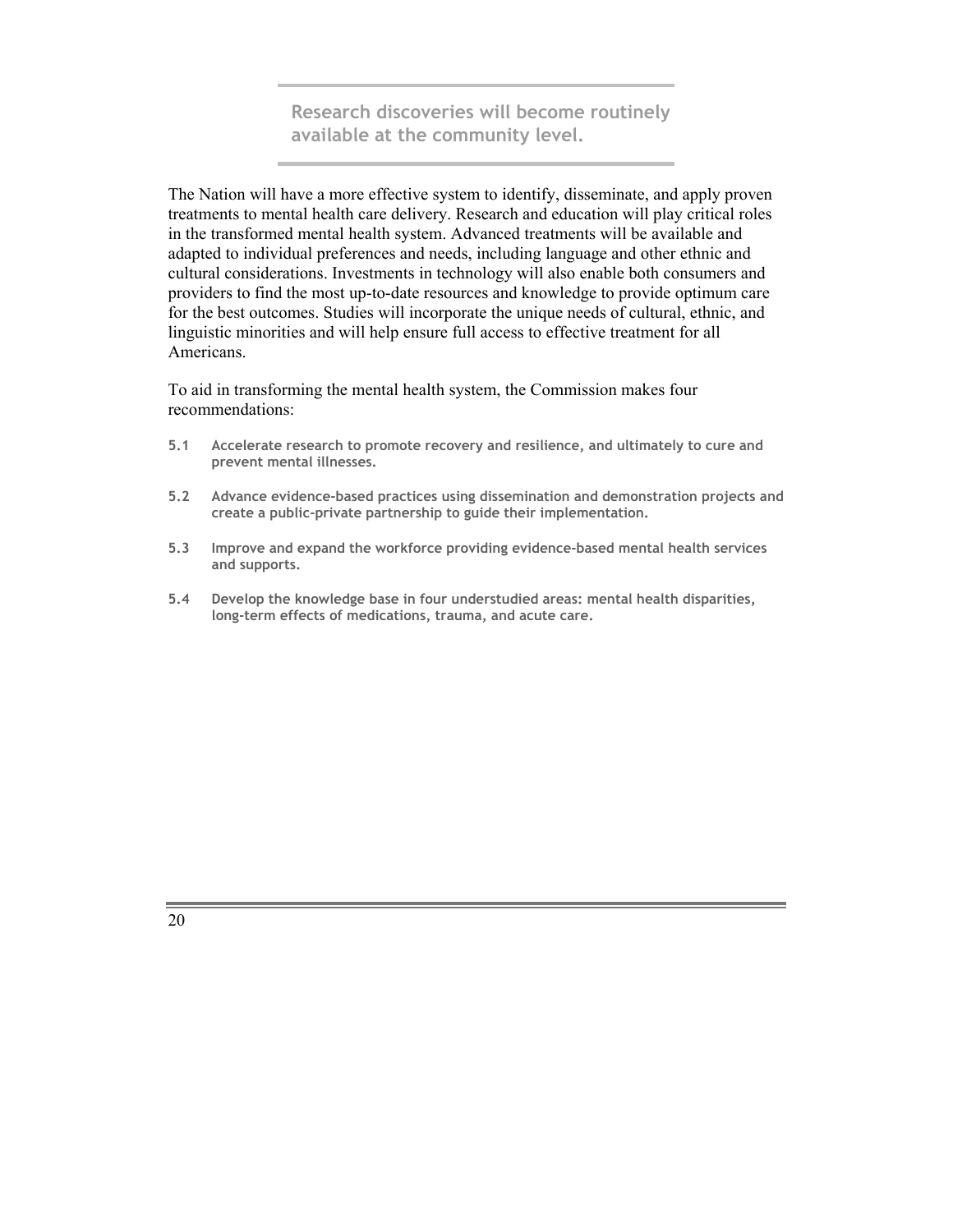**Research discoveries will become routinely available at the community level.**

The Nation will have a more effective system to identify, disseminate, and apply proven treatments to mental health care delivery. Research and education will play critical roles in the transformed mental health system. Advanced treatments will be available and adapted to individual preferences and needs, including language and other ethnic and cultural considerations. Investments in technology will also enable both consumers and providers to find the most up-to-date resources and knowledge to provide optimum care for the best outcomes. Studies will incorporate the unique needs of cultural, ethnic, and linguistic minorities and will help ensure full access to effective treatment for all Americans.

To aid in transforming the mental health system, the Commission makes four recommendations:

- **5.1 Accelerate research to promote recovery and resilience, and ultimately to cure and prevent mental illnesses.**
- **5.2 Advance evidence-based practices using dissemination and demonstration projects and create a public-private partnership to guide their implementation.**
- **5.3 Improve and expand the workforce providing evidence-based mental health services and supports.**
- **5.4 Develop the knowledge base in four understudied areas: mental health disparities, long-term effects of medications, trauma, and acute care.**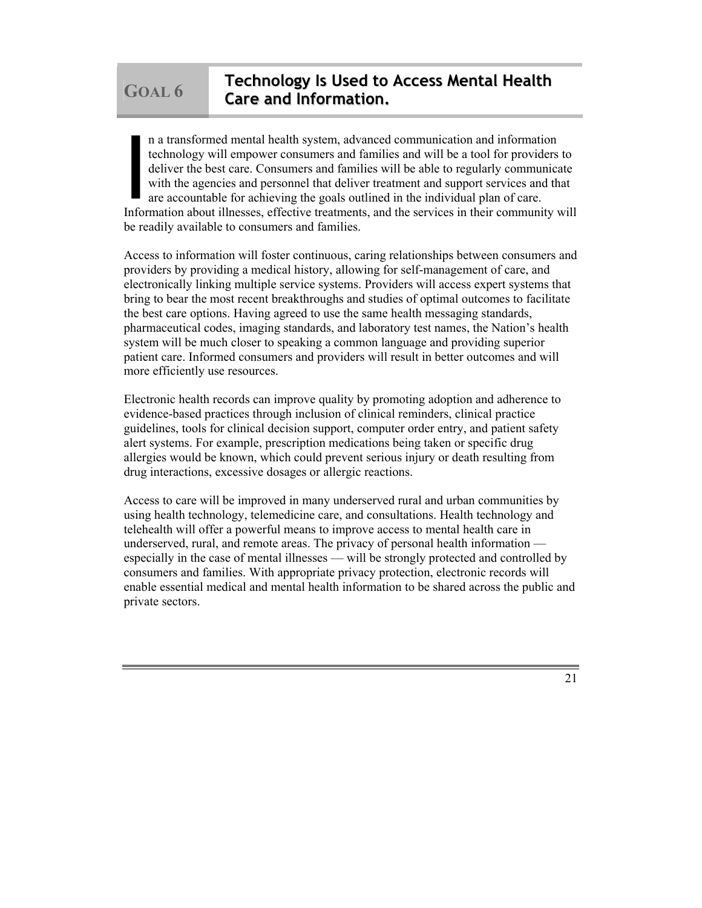# Goal 6 Technology Is Used to Access Mental Health Care and Information.

In a transformed mental health system, advanced communication and information technology will empower consumers and families and will be a tool for providers to deliver the best care. Consumers and families will be able to regularly communicate with the agencies and personnel that deliver treatment and support services and that are accountable for achieving the goals outlined in the individual plan of care. Information about illnesses, effective treatments, and the services in their community will be readily available to consumers and families.

Access to information will foster continuous, caring relationships between consumers and providers by providing a medical history, allowing for self-management of care, and electronically linking multiple service systems. Providers will access expert systems that bring to bear the most recent breakthroughs and studies of optimal outcomes to facilitate the best care options. Having agreed to use the same health messaging standards, pharmaceutical codes, imaging standards, and laboratory test names, the Nation's health system will be much closer to speaking a common language and providing superior patient care. Informed consumers and providers will result in better outcomes and will more efficiently use resources.

Electronic health records can improve quality by promoting adoption and adherence to evidence-based practices through inclusion of clinical reminders, clinical practice guidelines, tools for clinical decision support, computer order entry, and patient safety alert systems. For example, prescription medications being taken or specific drug allergies would be known, which could prevent serious injury or death resulting from drug interactions, excessive dosages or allergic reactions.

Access to care will be improved in many underserved rural and urban communities by using health technology, telemedicine care, and consultations. Health technology and telehealth will offer a powerful means to improve access to mental health care in underserved, rural, and remote areas. The privacy of personal health information — especially in the case of mental illnesses — will be strongly protected and controlled by consumers and families. With appropriate privacy protection, electronic records will enable essential medical and mental health information to be shared across the public and private sectors.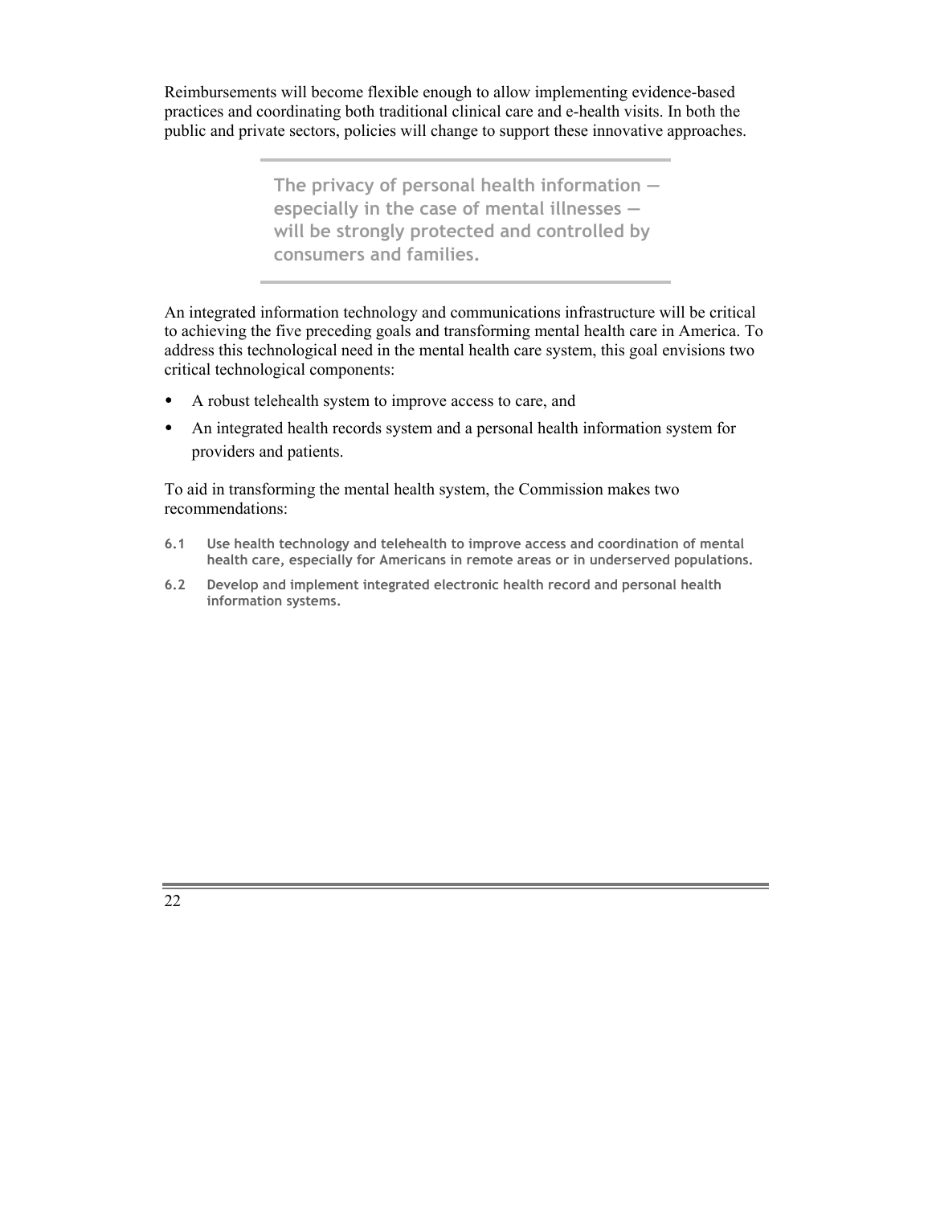Reimbursements will become flexible enough to allow implementing evidence-based practices and coordinating both traditional clinical care and e-health visits. In both the public and private sectors, policies will change to support these innovative approaches.

> **The privacy of personal health information — especially in the case of mental illnesses — will be strongly protected and controlled by consumers and families.**

An integrated information technology and communications infrastructure will be critical to achieving the five preceding goals and transforming mental health care in America. To address this technological need in the mental health care system, this goal envisions two critical technological components:

- A robust telehealth system to improve access to care, and
- An integrated health records system and a personal health information system for providers and patients.

To aid in transforming the mental health system, the Commission makes two recommendations:

**6.1** **Use health technology and telehealth to improve access and coordination of mental health care, especially for Americans in remote areas or in underserved populations.**

**6.2** **Develop and implement integrated electronic health record and personal health information systems.**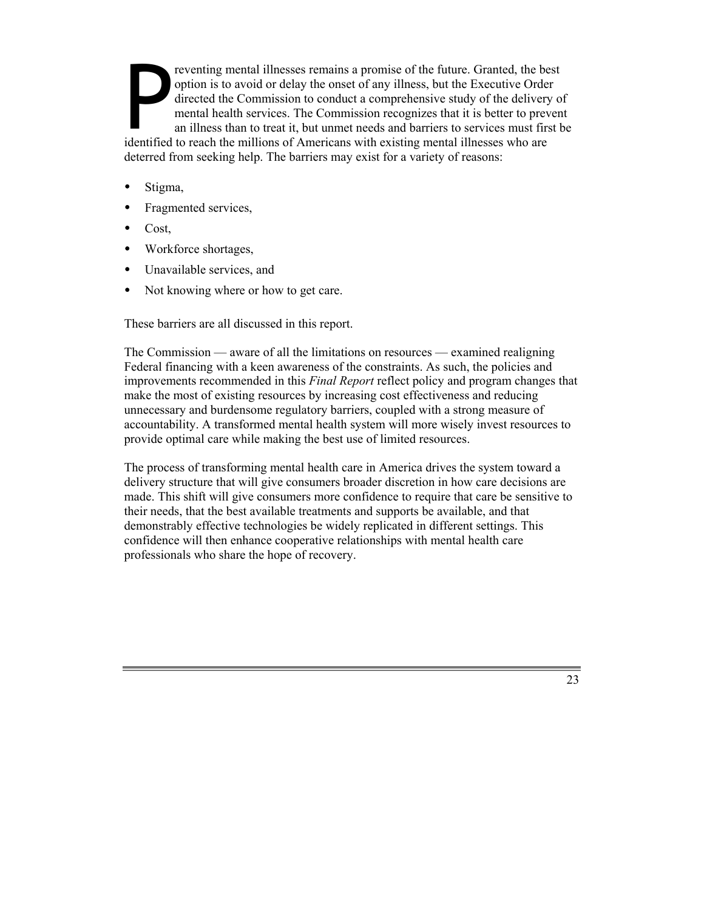Preventing mental illnesses remains a promise of the future. Granted, the best option is to avoid or delay the onset of any illness, but the Executive Order directed the Commission to conduct a comprehensive study of the delivery of mental health services. The Commission recognizes that it is better to prevent an illness than to treat it, but unmet needs and barriers to services must first be identified to reach the millions of Americans with existing mental illnesses who are deterred from seeking help. The barriers may exist for a variety of reasons:

- Stigma,
- Fragmented services,
- Cost,
- Workforce shortages,
- Unavailable services, and
- Not knowing where or how to get care.

These barriers are all discussed in this report.

The Commission — aware of all the limitations on resources — examined realigning Federal financing with a keen awareness of the constraints. As such, the policies and improvements recommended in this *Final Report* reflect policy and program changes that make the most of existing resources by increasing cost effectiveness and reducing unnecessary and burdensome regulatory barriers, coupled with a strong measure of accountability. A transformed mental health system will more wisely invest resources to provide optimal care while making the best use of limited resources.

The process of transforming mental health care in America drives the system toward a delivery structure that will give consumers broader discretion in how care decisions are made. This shift will give consumers more confidence to require that care be sensitive to their needs, that the best available treatments and supports be available, and that demonstrably effective technologies be widely replicated in different settings. This confidence will then enhance cooperative relationships with mental health care professionals who share the hope of recovery.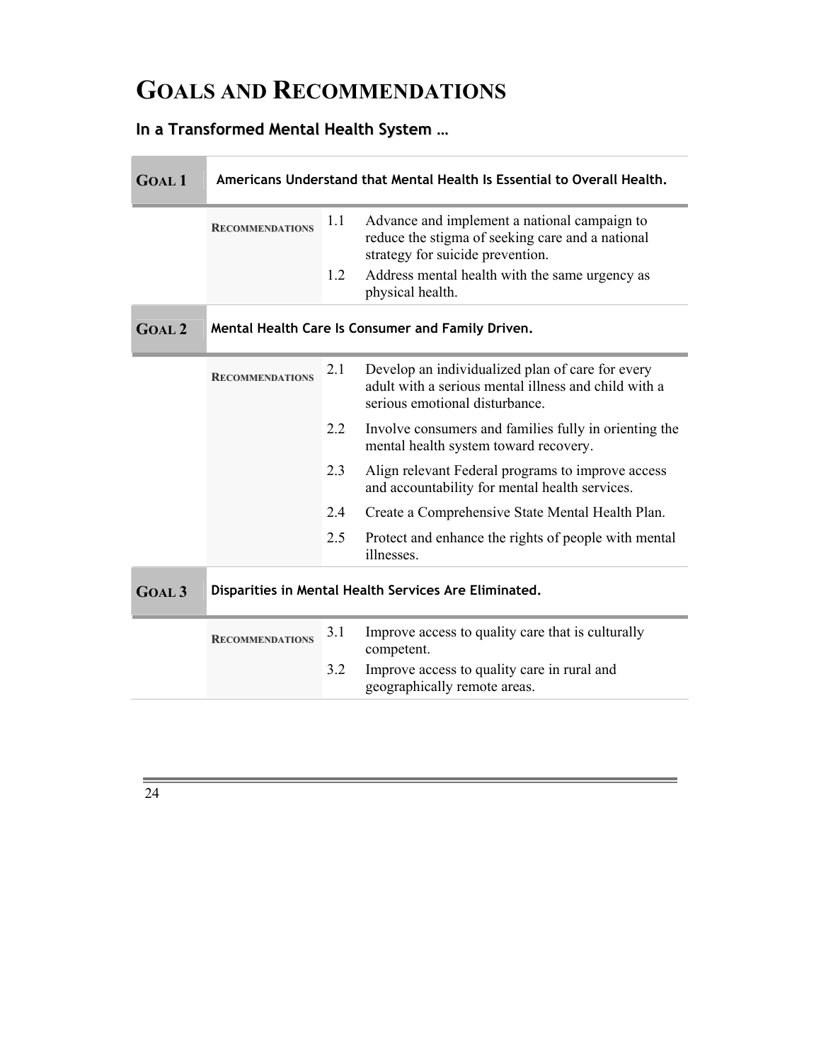# GOALS AND RECOMMENDATIONS

## In a Transformed Mental Health System …

| **GOAL 1** | **Americans Understand that Mental Health Is Essential to Overall Health.** | |
|---|---|---|
| RECOMMENDATIONS | 1.1 | Advance and implement a national campaign to reduce the stigma of seeking care and a national strategy for suicide prevention. |
| | 1.2 | Address mental health with the same urgency as physical health. |

| **GOAL 2** | **Mental Health Care Is Consumer and Family Driven.** | |
|---|---|---|
| RECOMMENDATIONS | 2.1 | Develop an individualized plan of care for every adult with a serious mental illness and child with a serious emotional disturbance. |
| | 2.2 | Involve consumers and families fully in orienting the mental health system toward recovery. |
| | 2.3 | Align relevant Federal programs to improve access and accountability for mental health services. |
| | 2.4 | Create a Comprehensive State Mental Health Plan. |
| | 2.5 | Protect and enhance the rights of people with mental illnesses. |

| **GOAL 3** | **Disparities in Mental Health Services Are Eliminated.** | |
|---|---|---|
| RECOMMENDATIONS | 3.1 | Improve access to quality care that is culturally competent. |
| | 3.2 | Improve access to quality care in rural and geographically remote areas. |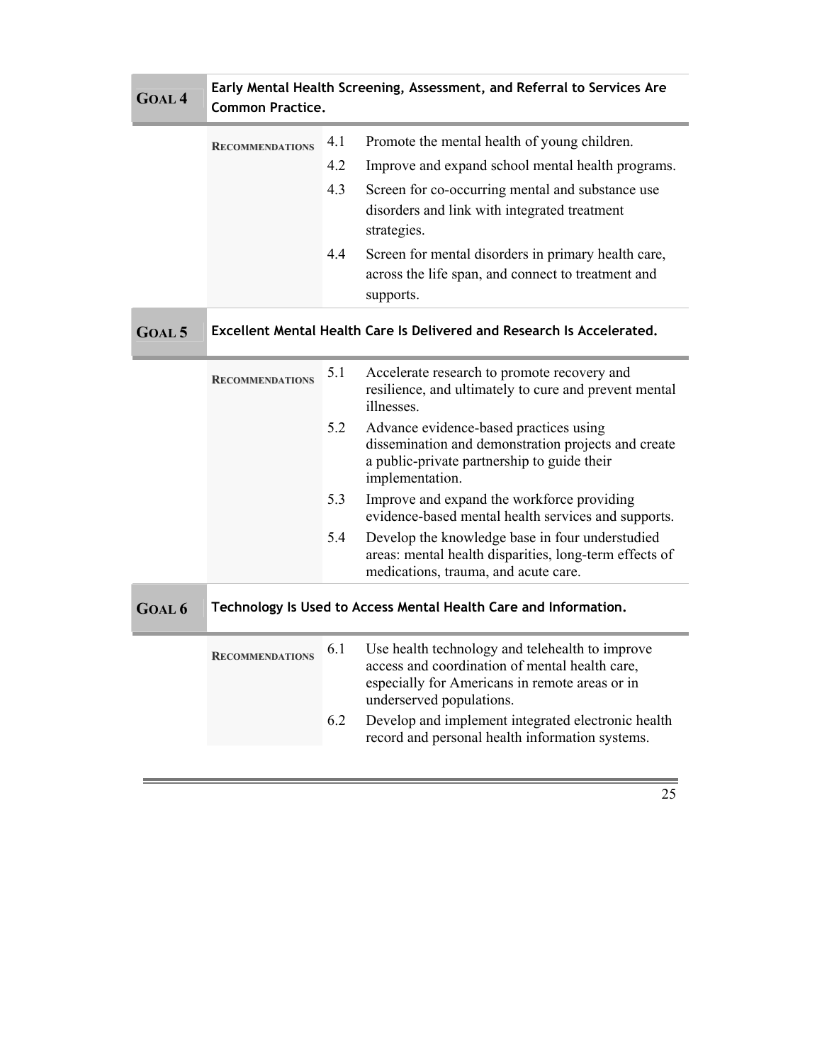## GOAL 4 Early Mental Health Screening, Assessment, and Referral to Services Are Common Practice.

**RECOMMENDATIONS**

4.1 Promote the mental health of young children.

4.2 Improve and expand school mental health programs.

4.3 Screen for co-occurring mental and substance use disorders and link with integrated treatment strategies.

4.4 Screen for mental disorders in primary health care, across the life span, and connect to treatment and supports.

## GOAL 5 Excellent Mental Health Care Is Delivered and Research Is Accelerated.

**RECOMMENDATIONS**

5.1 Accelerate research to promote recovery and resilience, and ultimately to cure and prevent mental illnesses.

5.2 Advance evidence-based practices using dissemination and demonstration projects and create a public-private partnership to guide their implementation.

5.3 Improve and expand the workforce providing evidence-based mental health services and supports.

5.4 Develop the knowledge base in four understudied areas: mental health disparities, long-term effects of medications, trauma, and acute care.

## GOAL 6 Technology Is Used to Access Mental Health Care and Information.

**RECOMMENDATIONS**

6.1 Use health technology and telehealth to improve access and coordination of mental health care, especially for Americans in remote areas or in underserved populations.

6.2 Develop and implement integrated electronic health record and personal health information systems.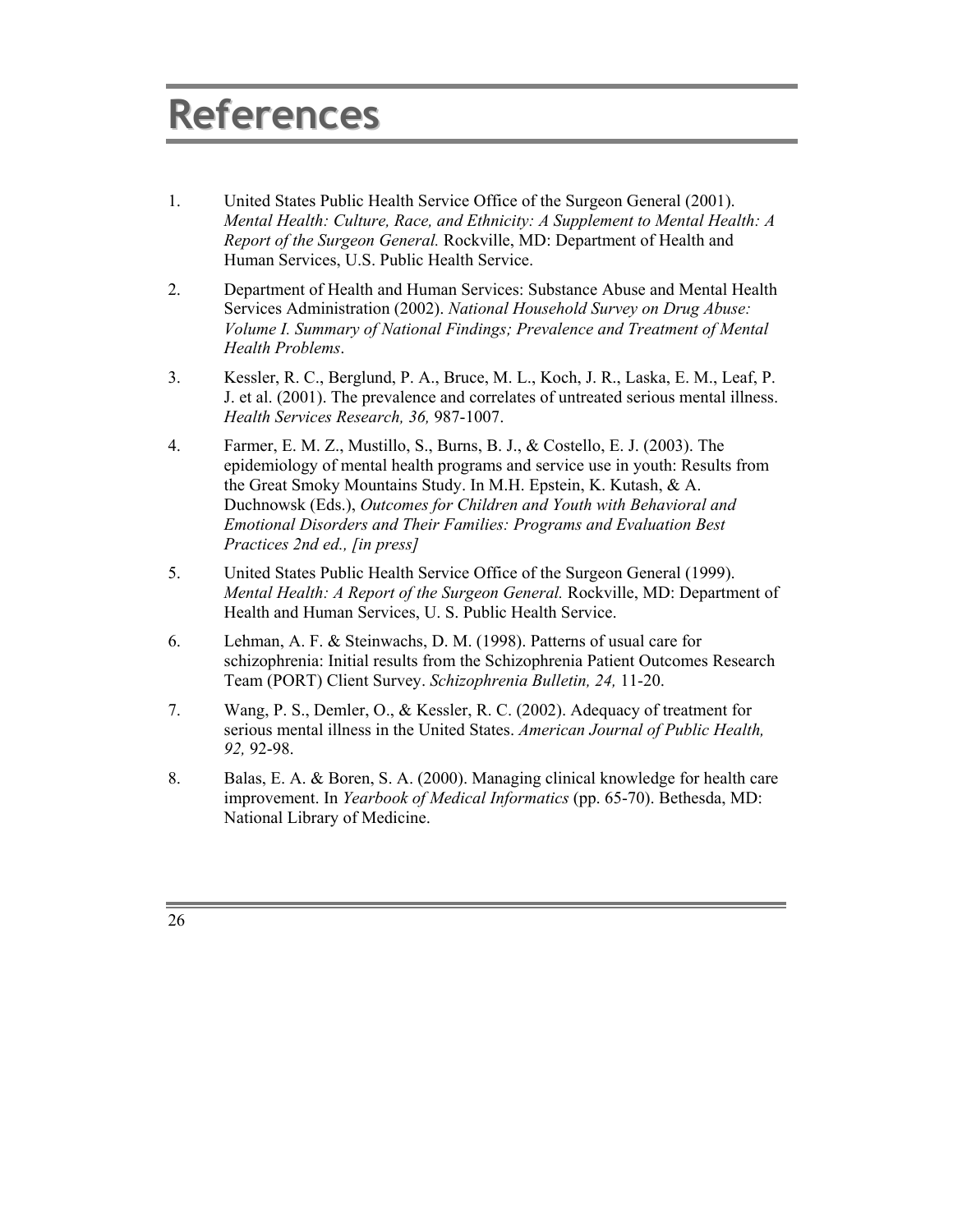# References

1. United States Public Health Service Office of the Surgeon General (2001). *Mental Health: Culture, Race, and Ethnicity: A Supplement to Mental Health: A Report of the Surgeon General.* Rockville, MD: Department of Health and Human Services, U.S. Public Health Service.

2. Department of Health and Human Services: Substance Abuse and Mental Health Services Administration (2002). *National Household Survey on Drug Abuse: Volume I. Summary of National Findings; Prevalence and Treatment of Mental Health Problems*.

3. Kessler, R. C., Berglund, P. A., Bruce, M. L., Koch, J. R., Laska, E. M., Leaf, P. J. et al. (2001). The prevalence and correlates of untreated serious mental illness. *Health Services Research, 36,* 987-1007.

4. Farmer, E. M. Z., Mustillo, S., Burns, B. J., & Costello, E. J. (2003). The epidemiology of mental health programs and service use in youth: Results from the Great Smoky Mountains Study. In M.H. Epstein, K. Kutash, & A. Duchnowsk (Eds.), *Outcomes for Children and Youth with Behavioral and Emotional Disorders and Their Families: Programs and Evaluation Best Practices 2nd ed., [in press]*

5. United States Public Health Service Office of the Surgeon General (1999). *Mental Health: A Report of the Surgeon General.* Rockville, MD: Department of Health and Human Services, U. S. Public Health Service.

6. Lehman, A. F. & Steinwachs, D. M. (1998). Patterns of usual care for schizophrenia: Initial results from the Schizophrenia Patient Outcomes Research Team (PORT) Client Survey. *Schizophrenia Bulletin, 24,* 11-20.

7. Wang, P. S., Demler, O., & Kessler, R. C. (2002). Adequacy of treatment for serious mental illness in the United States. *American Journal of Public Health, 92,* 92-98.

8. Balas, E. A. & Boren, S. A. (2000). Managing clinical knowledge for health care improvement. In *Yearbook of Medical Informatics* (pp. 65-70). Bethesda, MD: National Library of Medicine.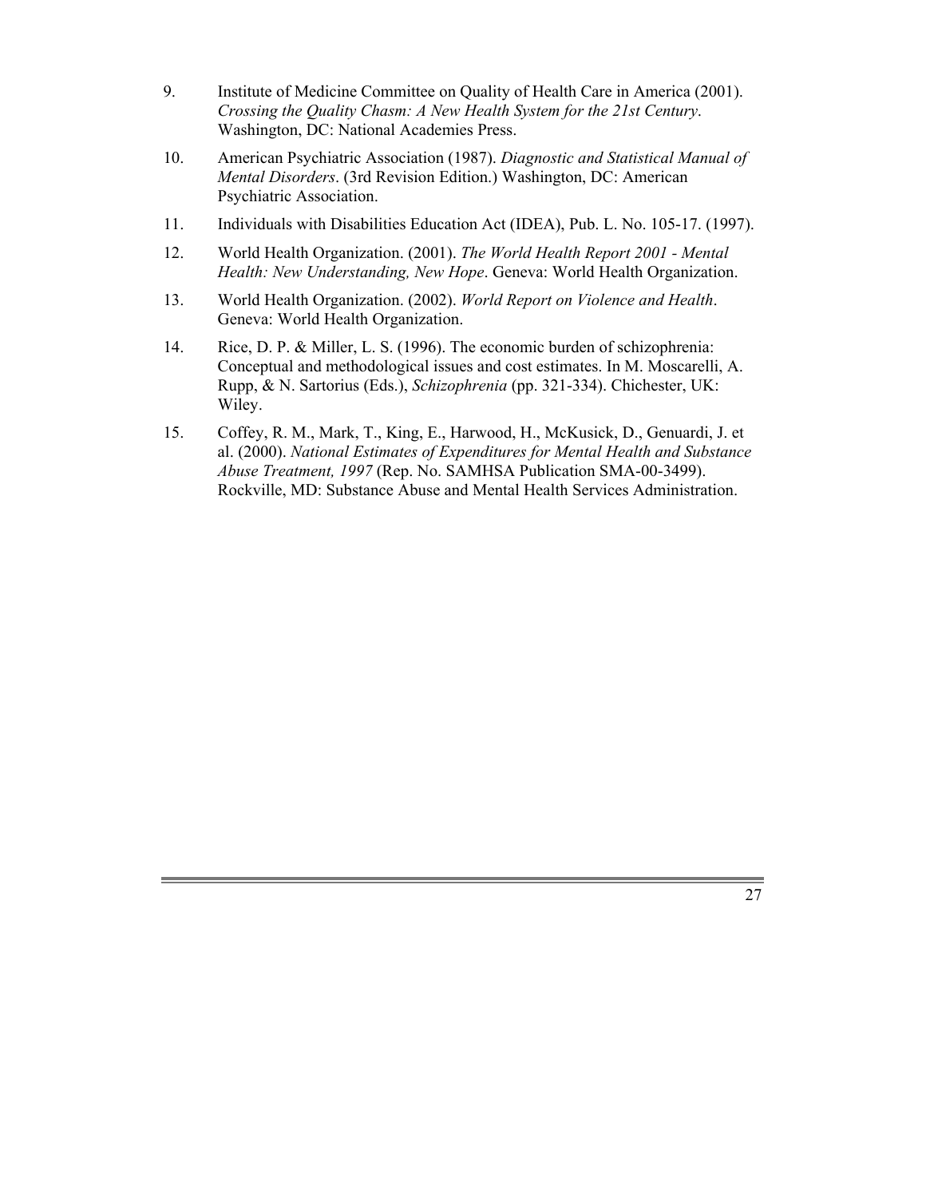9. Institute of Medicine Committee on Quality of Health Care in America (2001). *Crossing the Quality Chasm: A New Health System for the 21st Century*. Washington, DC: National Academies Press.

10. American Psychiatric Association (1987). *Diagnostic and Statistical Manual of Mental Disorders*. (3rd Revision Edition.) Washington, DC: American Psychiatric Association.

11. Individuals with Disabilities Education Act (IDEA), Pub. L. No. 105-17. (1997).

12. World Health Organization. (2001). *The World Health Report 2001 - Mental Health: New Understanding, New Hope*. Geneva: World Health Organization.

13. World Health Organization. (2002). *World Report on Violence and Health*. Geneva: World Health Organization.

14. Rice, D. P. & Miller, L. S. (1996). The economic burden of schizophrenia: Conceptual and methodological issues and cost estimates. In M. Moscarelli, A. Rupp, & N. Sartorius (Eds.), *Schizophrenia* (pp. 321-334). Chichester, UK: Wiley.

15. Coffey, R. M., Mark, T., King, E., Harwood, H., McKusick, D., Genuardi, J. et al. (2000). *National Estimates of Expenditures for Mental Health and Substance Abuse Treatment, 1997* (Rep. No. SAMHSA Publication SMA-00-3499). Rockville, MD: Substance Abuse and Mental Health Services Administration.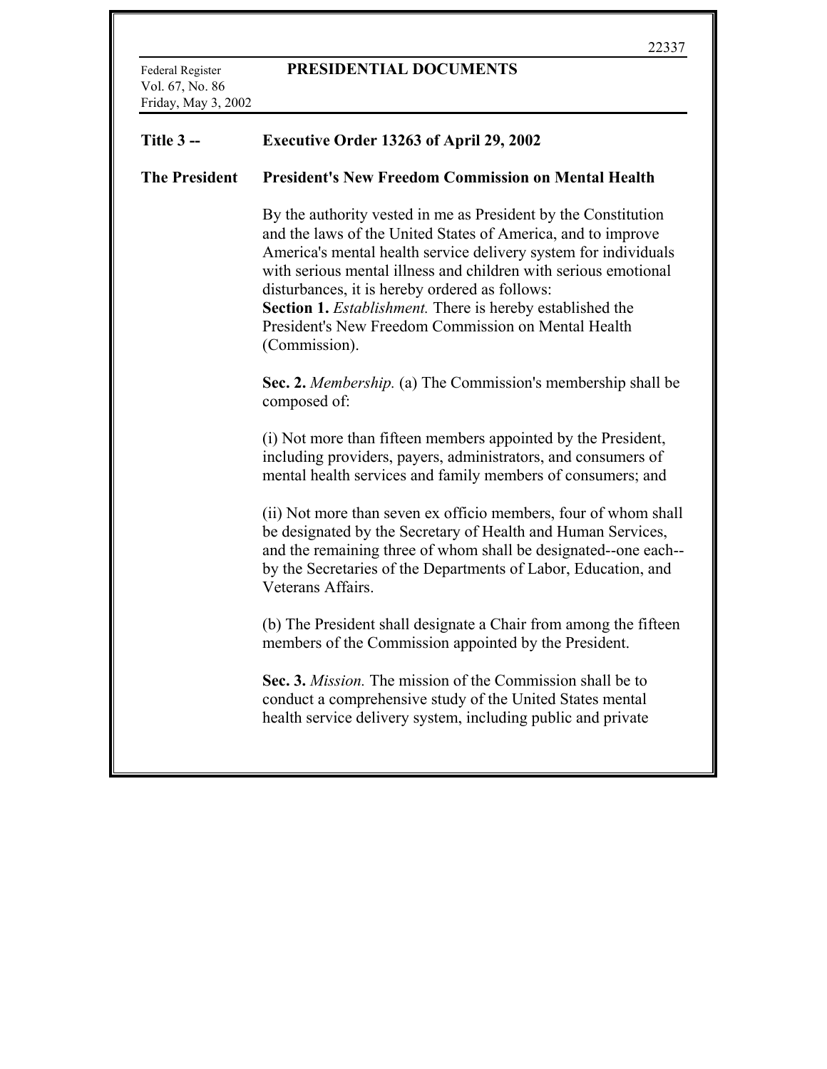**Title 3 --** **The President**

## Executive Order 13263 of April 29, 2002

## President's New Freedom Commission on Mental Health

By the authority vested in me as President by the Constitution and the laws of the United States of America, and to improve America's mental health service delivery system for individuals with serious mental illness and children with serious emotional disturbances, it is hereby ordered as follows:

**Section 1.** *Establishment.* There is hereby established the President's New Freedom Commission on Mental Health (Commission).

**Sec. 2.** *Membership.* (a) The Commission's membership shall be composed of:

(i) Not more than fifteen members appointed by the President, including providers, payers, administrators, and consumers of mental health services and family members of consumers; and

(ii) Not more than seven ex officio members, four of whom shall be designated by the Secretary of Health and Human Services, and the remaining three of whom shall be designated--one each--by the Secretaries of the Departments of Labor, Education, and Veterans Affairs.

(b) The President shall designate a Chair from among the fifteen members of the Commission appointed by the President.

**Sec. 3.** *Mission.* The mission of the Commission shall be to conduct a comprehensive study of the United States mental health service delivery system, including public and private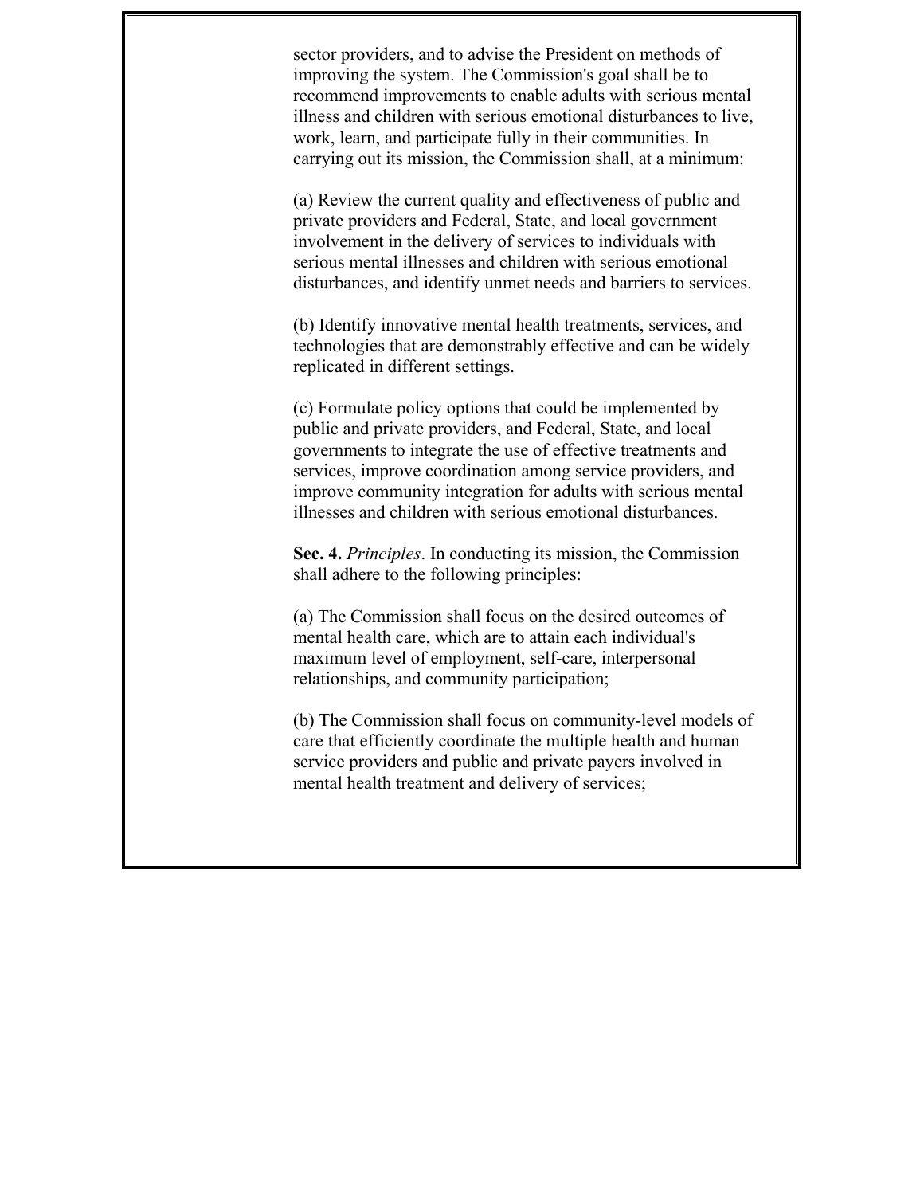sector providers, and to advise the President on methods of improving the system. The Commission's goal shall be to recommend improvements to enable adults with serious mental illness and children with serious emotional disturbances to live, work, learn, and participate fully in their communities. In carrying out its mission, the Commission shall, at a minimum:

(a) Review the current quality and effectiveness of public and private providers and Federal, State, and local government involvement in the delivery of services to individuals with serious mental illnesses and children with serious emotional disturbances, and identify unmet needs and barriers to services.

(b) Identify innovative mental health treatments, services, and technologies that are demonstrably effective and can be widely replicated in different settings.

(c) Formulate policy options that could be implemented by public and private providers, and Federal, State, and local governments to integrate the use of effective treatments and services, improve coordination among service providers, and improve community integration for adults with serious mental illnesses and children with serious emotional disturbances.

**Sec. 4.** *Principles*. In conducting its mission, the Commission shall adhere to the following principles:

(a) The Commission shall focus on the desired outcomes of mental health care, which are to attain each individual's maximum level of employment, self-care, interpersonal relationships, and community participation;

(b) The Commission shall focus on community-level models of care that efficiently coordinate the multiple health and human service providers and public and private payers involved in mental health treatment and delivery of services;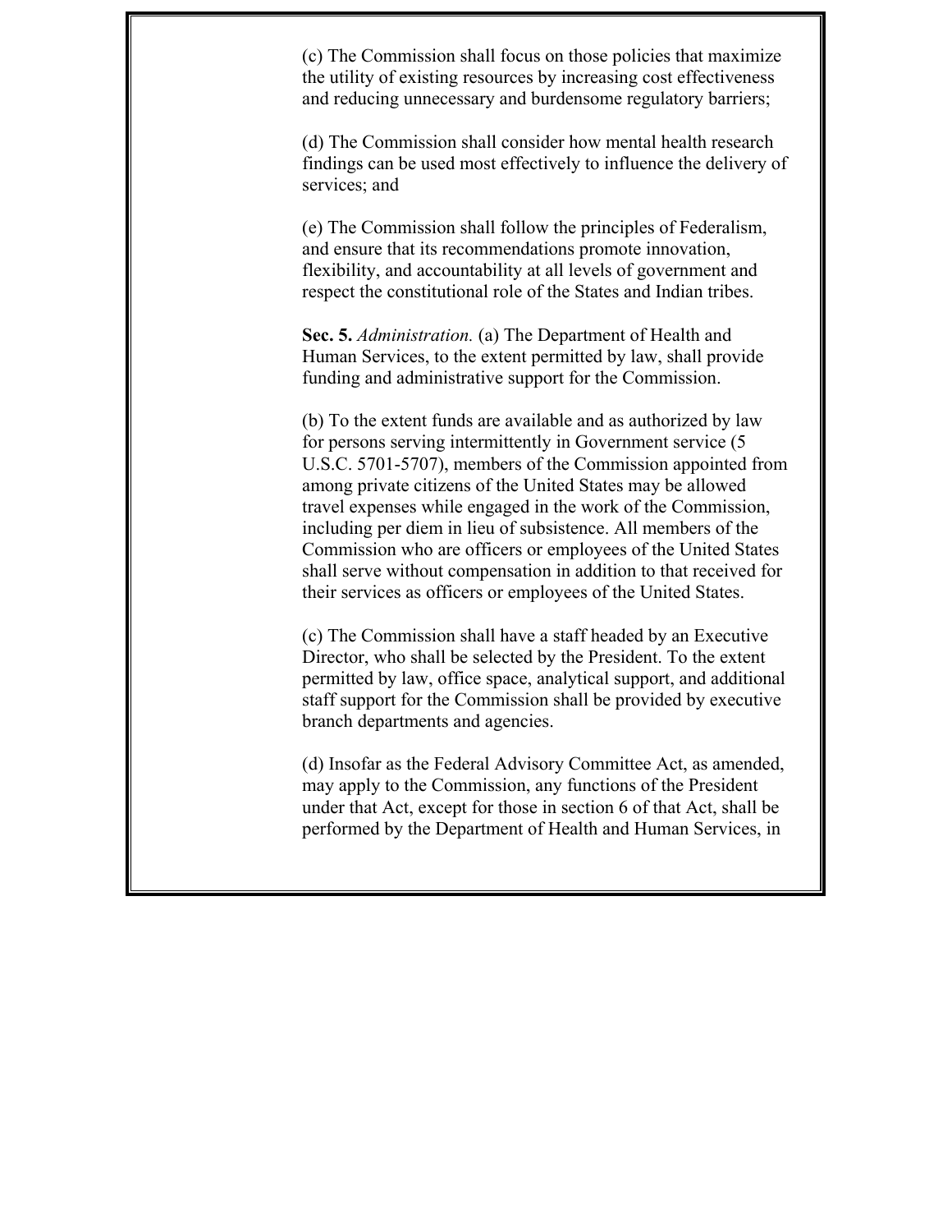(c) The Commission shall focus on those policies that maximize the utility of existing resources by increasing cost effectiveness and reducing unnecessary and burdensome regulatory barriers;

(d) The Commission shall consider how mental health research findings can be used most effectively to influence the delivery of services; and

(e) The Commission shall follow the principles of Federalism, and ensure that its recommendations promote innovation, flexibility, and accountability at all levels of government and respect the constitutional role of the States and Indian tribes.

**Sec. 5.** *Administration.* (a) The Department of Health and Human Services, to the extent permitted by law, shall provide funding and administrative support for the Commission.

(b) To the extent funds are available and as authorized by law for persons serving intermittently in Government service (5 U.S.C. 5701-5707), members of the Commission appointed from among private citizens of the United States may be allowed travel expenses while engaged in the work of the Commission, including per diem in lieu of subsistence. All members of the Commission who are officers or employees of the United States shall serve without compensation in addition to that received for their services as officers or employees of the United States.

(c) The Commission shall have a staff headed by an Executive Director, who shall be selected by the President. To the extent permitted by law, office space, analytical support, and additional staff support for the Commission shall be provided by executive branch departments and agencies.

(d) Insofar as the Federal Advisory Committee Act, as amended, may apply to the Commission, any functions of the President under that Act, except for those in section 6 of that Act, shall be performed by the Department of Health and Human Services, in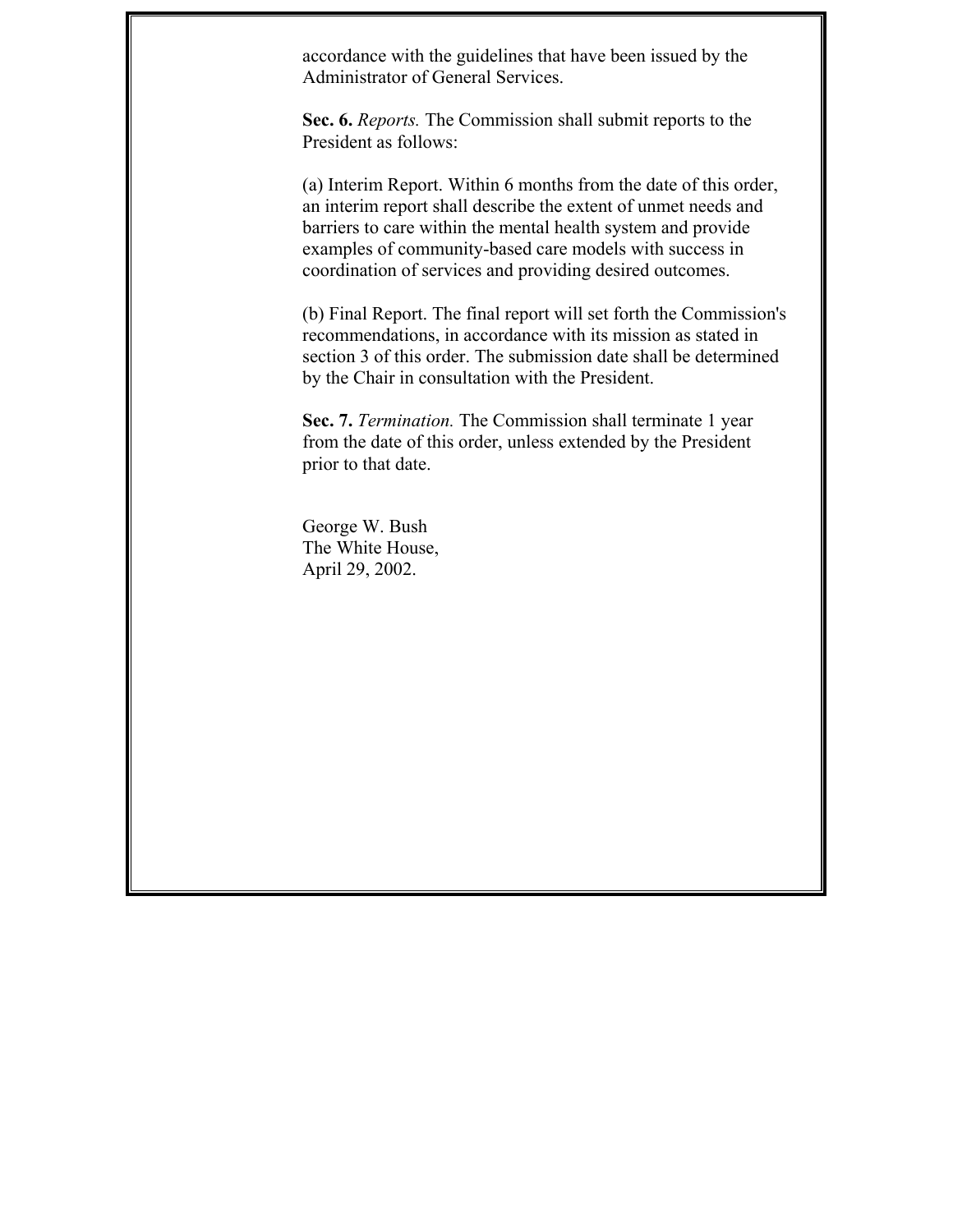accordance with the guidelines that have been issued by the Administrator of General Services.

**Sec. 6.** *Reports.* The Commission shall submit reports to the President as follows:

(a) Interim Report. Within 6 months from the date of this order, an interim report shall describe the extent of unmet needs and barriers to care within the mental health system and provide examples of community-based care models with success in coordination of services and providing desired outcomes.

(b) Final Report. The final report will set forth the Commission's recommendations, in accordance with its mission as stated in section 3 of this order. The submission date shall be determined by the Chair in consultation with the President.

**Sec. 7.** *Termination.* The Commission shall terminate 1 year from the date of this order, unless extended by the President prior to that date.

George W. Bush
The White House,
April 29, 2002.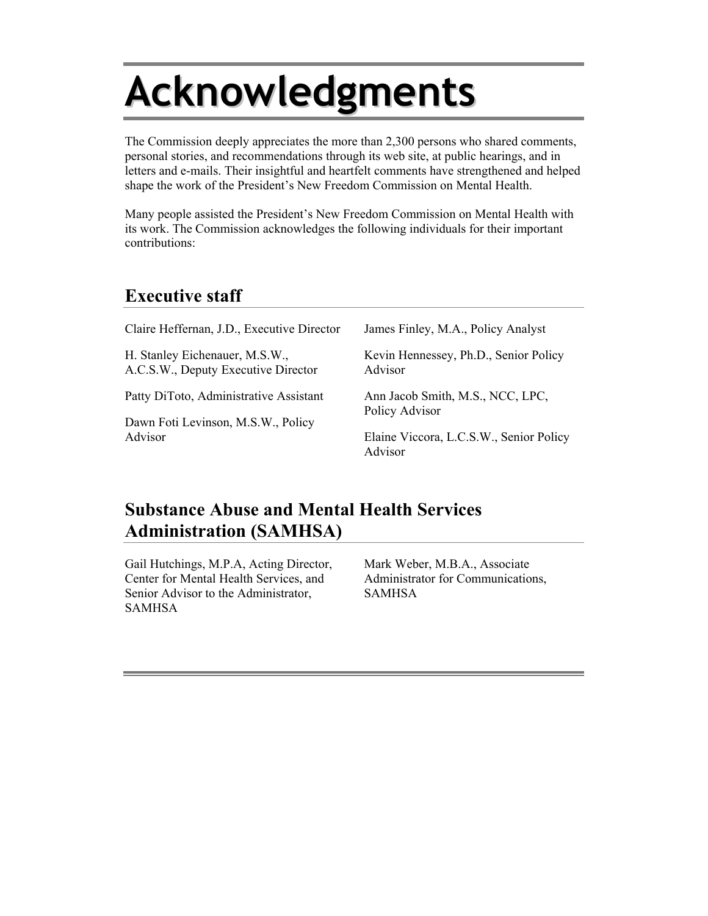# Acknowledgments

The Commission deeply appreciates the more than 2,300 persons who shared comments, personal stories, and recommendations through its web site, at public hearings, and in letters and e-mails. Their insightful and heartfelt comments have strengthened and helped shape the work of the President's New Freedom Commission on Mental Health.

Many people assisted the President's New Freedom Commission on Mental Health with its work. The Commission acknowledges the following individuals for their important contributions:

## Executive staff

Claire Heffernan, J.D., Executive Director

H. Stanley Eichenauer, M.S.W., A.C.S.W., Deputy Executive Director

Patty DiToto, Administrative Assistant

Dawn Foti Levinson, M.S.W., Policy Advisor

James Finley, M.A., Policy Analyst

Kevin Hennessey, Ph.D., Senior Policy Advisor

Ann Jacob Smith, M.S., NCC, LPC, Policy Advisor

Elaine Viccora, L.C.S.W., Senior Policy Advisor

## Substance Abuse and Mental Health Services Administration (SAMHSA)

Gail Hutchings, M.P.A, Acting Director, Center for Mental Health Services, and Senior Advisor to the Administrator, SAMHSA

Mark Weber, M.B.A., Associate Administrator for Communications, SAMHSA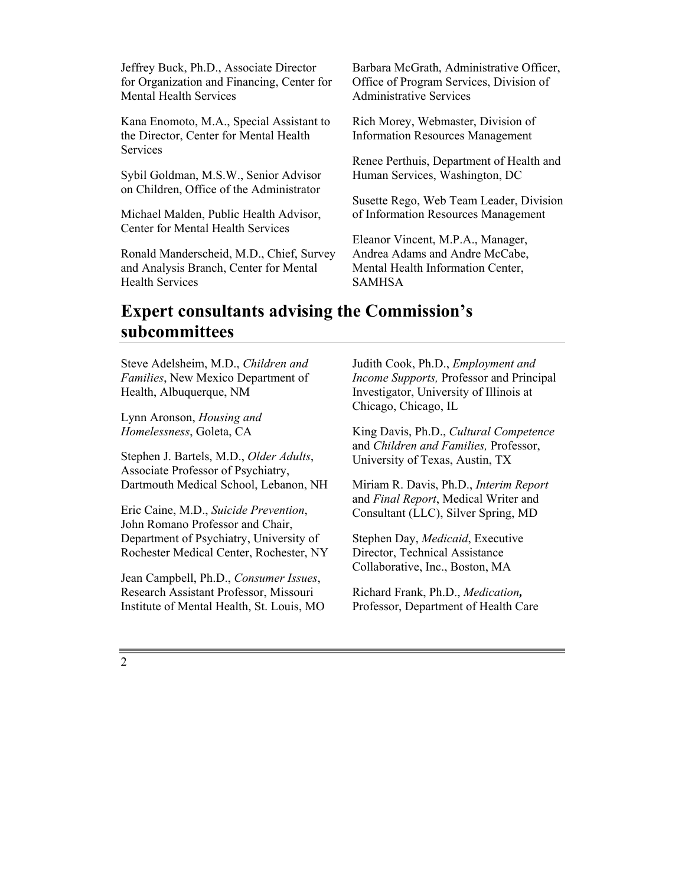Jeffrey Buck, Ph.D., Associate Director for Organization and Financing, Center for Mental Health Services

Kana Enomoto, M.A., Special Assistant to the Director, Center for Mental Health Services

Sybil Goldman, M.S.W., Senior Advisor on Children, Office of the Administrator

Michael Malden, Public Health Advisor, Center for Mental Health Services

Ronald Manderscheid, M.D., Chief, Survey and Analysis Branch, Center for Mental Health Services

Barbara McGrath, Administrative Officer, Office of Program Services, Division of Administrative Services

Rich Morey, Webmaster, Division of Information Resources Management

Renee Perthuis, Department of Health and Human Services, Washington, DC

Susette Rego, Web Team Leader, Division of Information Resources Management

Eleanor Vincent, M.P.A., Manager, Andrea Adams and Andre McCabe, Mental Health Information Center, SAMHSA

## Expert consultants advising the Commission's subcommittees

Steve Adelsheim, M.D., *Children and Families*, New Mexico Department of Health, Albuquerque, NM

Lynn Aronson, *Housing and Homelessness*, Goleta, CA

Stephen J. Bartels, M.D., *Older Adults*, Associate Professor of Psychiatry, Dartmouth Medical School, Lebanon, NH

Eric Caine, M.D., *Suicide Prevention*, John Romano Professor and Chair, Department of Psychiatry, University of Rochester Medical Center, Rochester, NY

Jean Campbell, Ph.D., *Consumer Issues*, Research Assistant Professor, Missouri Institute of Mental Health, St. Louis, MO

Judith Cook, Ph.D., *Employment and Income Supports,* Professor and Principal Investigator, University of Illinois at Chicago, Chicago, IL

King Davis, Ph.D., *Cultural Competence* and *Children and Families,* Professor, University of Texas, Austin, TX

Miriam R. Davis, Ph.D., *Interim Report* and *Final Report*, Medical Writer and Consultant (LLC), Silver Spring, MD

Stephen Day, *Medicaid*, Executive Director, Technical Assistance Collaborative, Inc., Boston, MA

Richard Frank, Ph.D., ***Medication,*** Professor, Department of Health Care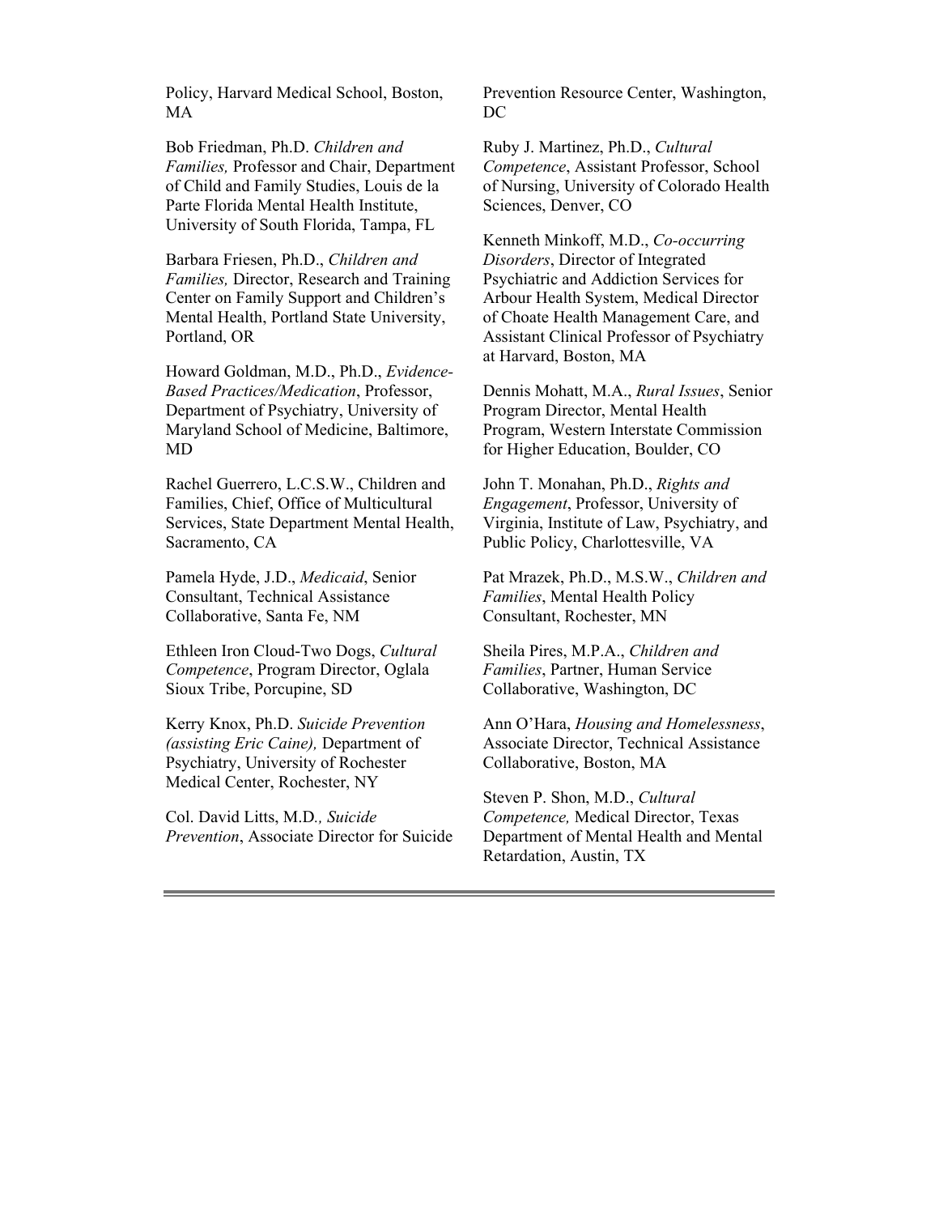Policy, Harvard Medical School, Boston, MA

Bob Friedman, Ph.D. *Children and Families,* Professor and Chair, Department of Child and Family Studies, Louis de la Parte Florida Mental Health Institute, University of South Florida, Tampa, FL

Barbara Friesen, Ph.D., *Children and Families,* Director, Research and Training Center on Family Support and Children's Mental Health, Portland State University, Portland, OR

Howard Goldman, M.D., Ph.D., *Evidence-Based Practices/Medication*, Professor, Department of Psychiatry, University of Maryland School of Medicine, Baltimore, MD

Rachel Guerrero, L.C.S.W., Children and Families, Chief, Office of Multicultural Services, State Department Mental Health, Sacramento, CA

Pamela Hyde, J.D., *Medicaid*, Senior Consultant, Technical Assistance Collaborative, Santa Fe, NM

Ethleen Iron Cloud-Two Dogs, *Cultural Competence*, Program Director, Oglala Sioux Tribe, Porcupine, SD

Kerry Knox, Ph.D. *Suicide Prevention (assisting Eric Caine),* Department of Psychiatry, University of Rochester Medical Center, Rochester, NY

Col. David Litts, M.D*., Suicide Prevention*, Associate Director for Suicide Prevention Resource Center, Washington, DC

Ruby J. Martinez, Ph.D., *Cultural Competence*, Assistant Professor, School of Nursing, University of Colorado Health Sciences, Denver, CO

Kenneth Minkoff, M.D., *Co-occurring Disorders*, Director of Integrated Psychiatric and Addiction Services for Arbour Health System, Medical Director of Choate Health Management Care, and Assistant Clinical Professor of Psychiatry at Harvard, Boston, MA

Dennis Mohatt, M.A., *Rural Issues*, Senior Program Director, Mental Health Program, Western Interstate Commission for Higher Education, Boulder, CO

John T. Monahan, Ph.D., *Rights and Engagement*, Professor, University of Virginia, Institute of Law, Psychiatry, and Public Policy, Charlottesville, VA

Pat Mrazek, Ph.D., M.S.W., *Children and Families*, Mental Health Policy Consultant, Rochester, MN

Sheila Pires, M.P.A., *Children and Families*, Partner, Human Service Collaborative, Washington, DC

Ann O'Hara, *Housing and Homelessness*, Associate Director, Technical Assistance Collaborative, Boston, MA

Steven P. Shon, M.D., *Cultural Competence,* Medical Director, Texas Department of Mental Health and Mental Retardation, Austin, TX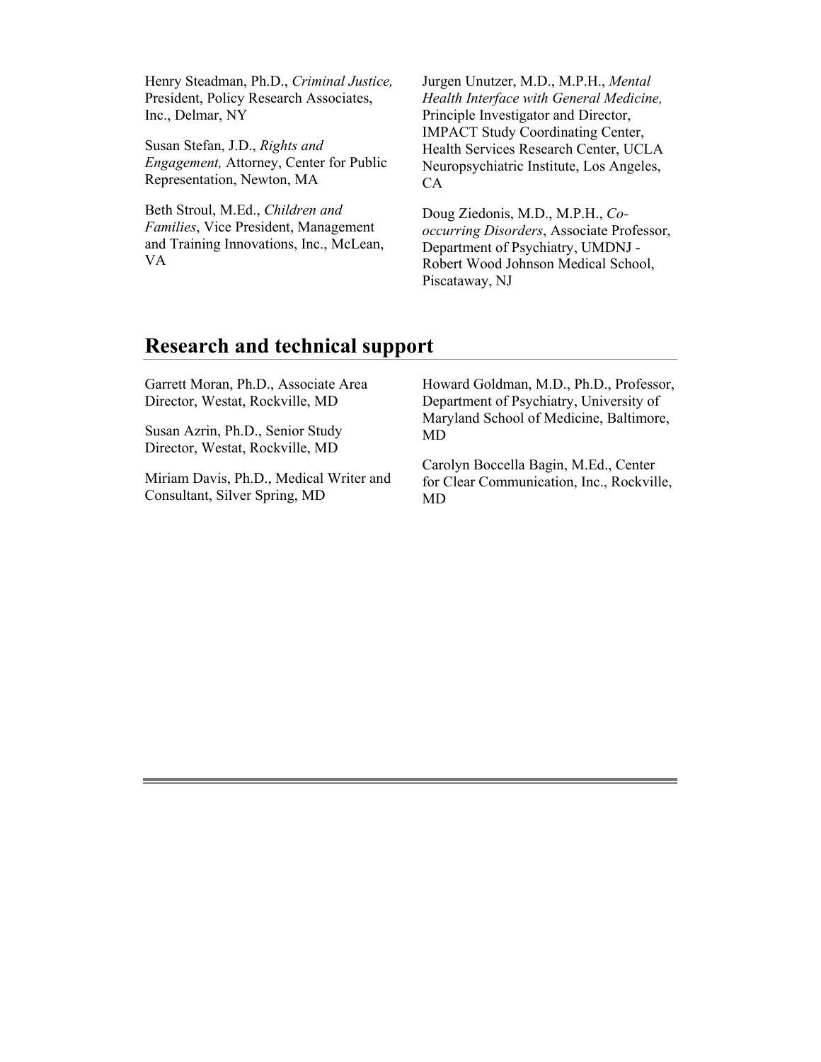Henry Steadman, Ph.D., *Criminal Justice,* President, Policy Research Associates, Inc., Delmar, NY

Susan Stefan, J.D., *Rights and Engagement,* Attorney, Center for Public Representation, Newton, MA

Beth Stroul, M.Ed., *Children and Families*, Vice President, Management and Training Innovations, Inc., McLean, VA

Jurgen Unutzer, M.D., M.P.H., *Mental Health Interface with General Medicine,* Principle Investigator and Director, IMPACT Study Coordinating Center, Health Services Research Center, UCLA Neuropsychiatric Institute, Los Angeles, CA

Doug Ziedonis, M.D., M.P.H., *Co-occurring Disorders*, Associate Professor, Department of Psychiatry, UMDNJ - Robert Wood Johnson Medical School, Piscataway, NJ

## Research and technical support

Garrett Moran, Ph.D., Associate Area Director, Westat, Rockville, MD

Susan Azrin, Ph.D., Senior Study Director, Westat, Rockville, MD

Miriam Davis, Ph.D., Medical Writer and Consultant, Silver Spring, MD

Howard Goldman, M.D., Ph.D., Professor, Department of Psychiatry, University of Maryland School of Medicine, Baltimore, MD

Carolyn Boccella Bagin, M.Ed., Center for Clear Communication, Inc., Rockville, MD